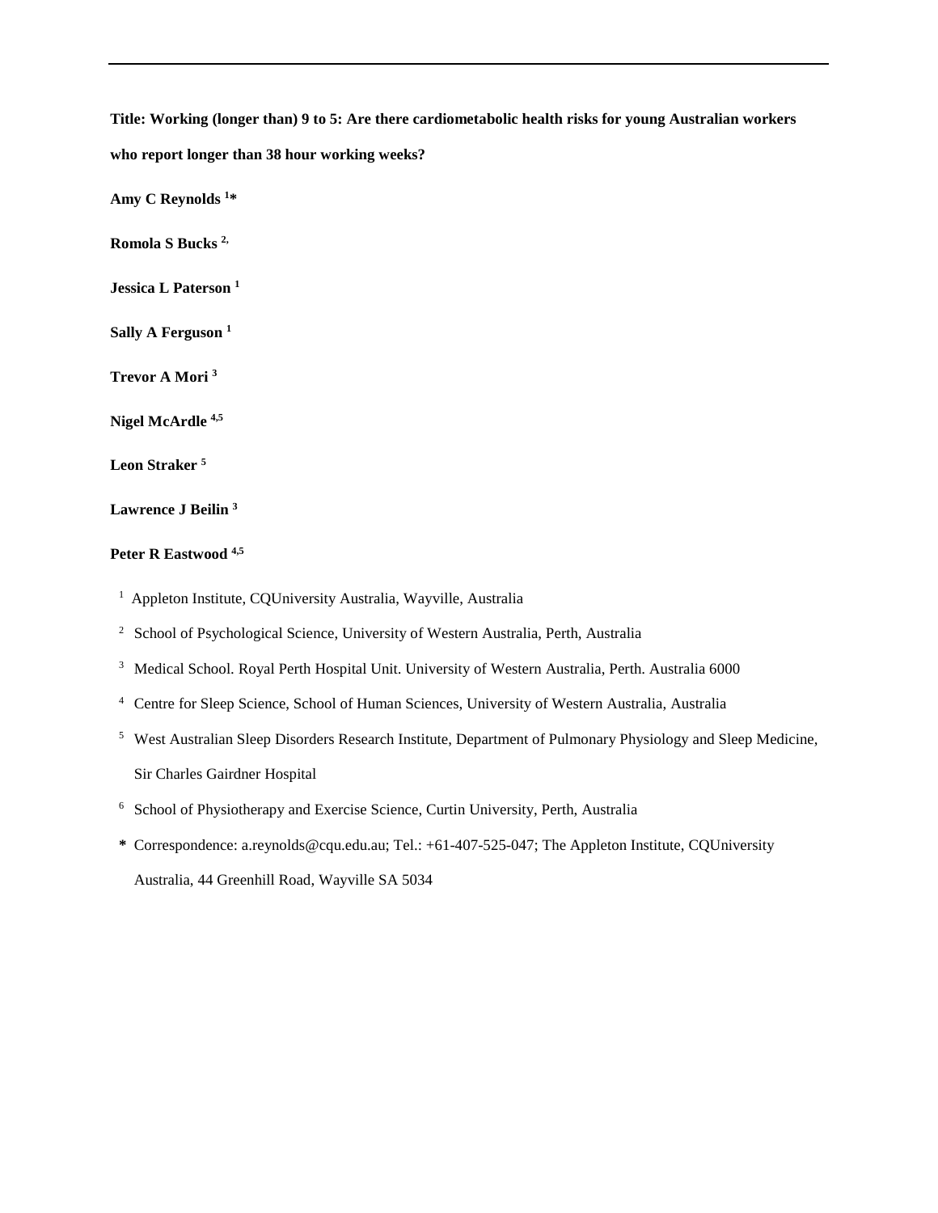**Title: Working (longer than) 9 to 5: Are there cardiometabolic health risks for young Australian workers who report longer than 38 hour working weeks?**

**Amy C Reynolds [1]***

**Romola S Bucks [2,]**

**Jessica L Paterson [1]**

**Sally A Ferguson [1]**

**Trevor A Mori [3]**

**Nigel McArdle [4,5]**

**Leon Straker [5]**

**Lawrence J Beilin [3]**

**Peter R Eastwood [4,5]**

[1] Appleton Institute, CQUniversity Australia, Wayville, Australia

[2] School of Psychological Science, University of Western Australia, Perth, Australia

[3] Medical School. Royal Perth Hospital Unit. University of Western Australia, Perth. Australia 6000

[4] Centre for Sleep Science, School of Human Sciences, University of Western Australia, Australia

[5] West Australian Sleep Disorders Research Institute, Department of Pulmonary Physiology and Sleep Medicine, Sir Charles Gairdner Hospital

[6] School of Physiotherapy and Exercise Science, Curtin University, Perth, Australia

**\*** Correspondence: a.reynolds@cqu.edu.au; Tel.: +61-407-525-047; The Appleton Institute, CQUniversity Australia, 44 Greenhill Road, Wayville SA 5034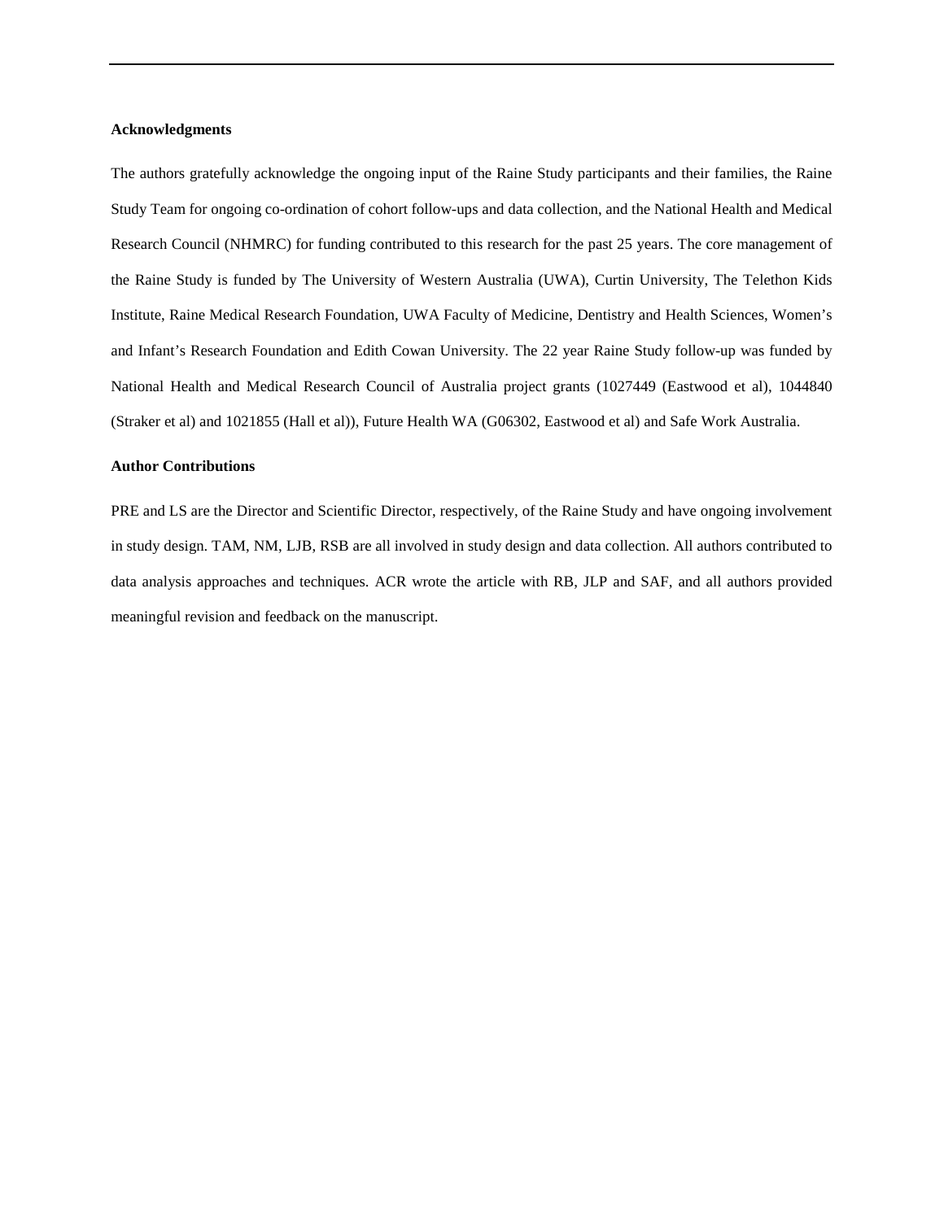**Acknowledgments**

The authors gratefully acknowledge the ongoing input of the Raine Study participants and their families, the Raine Study Team for ongoing co-ordination of cohort follow-ups and data collection, and the National Health and Medical Research Council (NHMRC) for funding contributed to this research for the past 25 years. The core management of the Raine Study is funded by The University of Western Australia (UWA), Curtin University, The Telethon Kids Institute, Raine Medical Research Foundation, UWA Faculty of Medicine, Dentistry and Health Sciences, Women's and Infant's Research Foundation and Edith Cowan University. The 22 year Raine Study follow-up was funded by National Health and Medical Research Council of Australia project grants (1027449 (Eastwood et al), 1044840 (Straker et al) and 1021855 (Hall et al)), Future Health WA (G06302, Eastwood et al) and Safe Work Australia.

**Author Contributions**

PRE and LS are the Director and Scientific Director, respectively, of the Raine Study and have ongoing involvement in study design. TAM, NM, LJB, RSB are all involved in study design and data collection. All authors contributed to data analysis approaches and techniques. ACR wrote the article with RB, JLP and SAF, and all authors provided meaningful revision and feedback on the manuscript.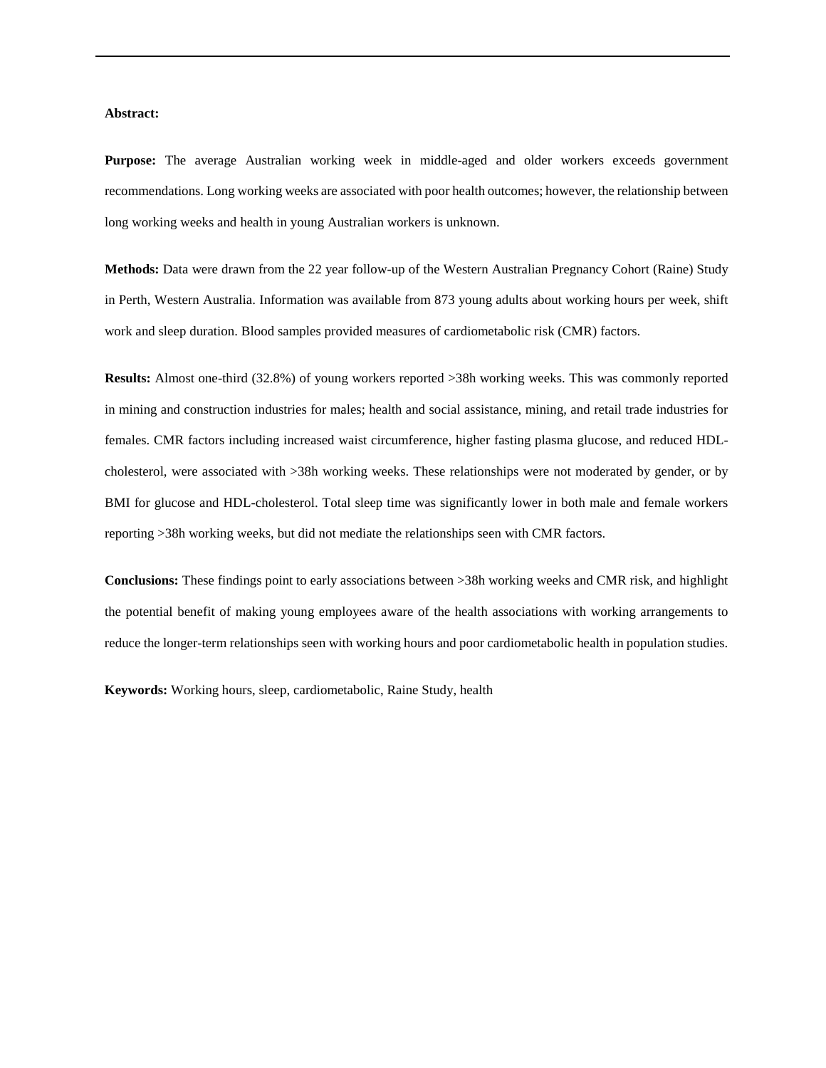**Abstract:**

**Purpose:** The average Australian working week in middle-aged and older workers exceeds government recommendations. Long working weeks are associated with poor health outcomes; however, the relationship between long working weeks and health in young Australian workers is unknown.

**Methods:** Data were drawn from the 22 year follow-up of the Western Australian Pregnancy Cohort (Raine) Study in Perth, Western Australia. Information was available from 873 young adults about working hours per week, shift work and sleep duration. Blood samples provided measures of cardiometabolic risk (CMR) factors.

**Results:** Almost one-third (32.8%) of young workers reported >38h working weeks. This was commonly reported in mining and construction industries for males; health and social assistance, mining, and retail trade industries for females. CMR factors including increased waist circumference, higher fasting plasma glucose, and reduced HDL-cholesterol, were associated with >38h working weeks. These relationships were not moderated by gender, or by BMI for glucose and HDL-cholesterol. Total sleep time was significantly lower in both male and female workers reporting >38h working weeks, but did not mediate the relationships seen with CMR factors.

**Conclusions:** These findings point to early associations between >38h working weeks and CMR risk, and highlight the potential benefit of making young employees aware of the health associations with working arrangements to reduce the longer-term relationships seen with working hours and poor cardiometabolic health in population studies.

**Keywords:** Working hours, sleep, cardiometabolic, Raine Study, health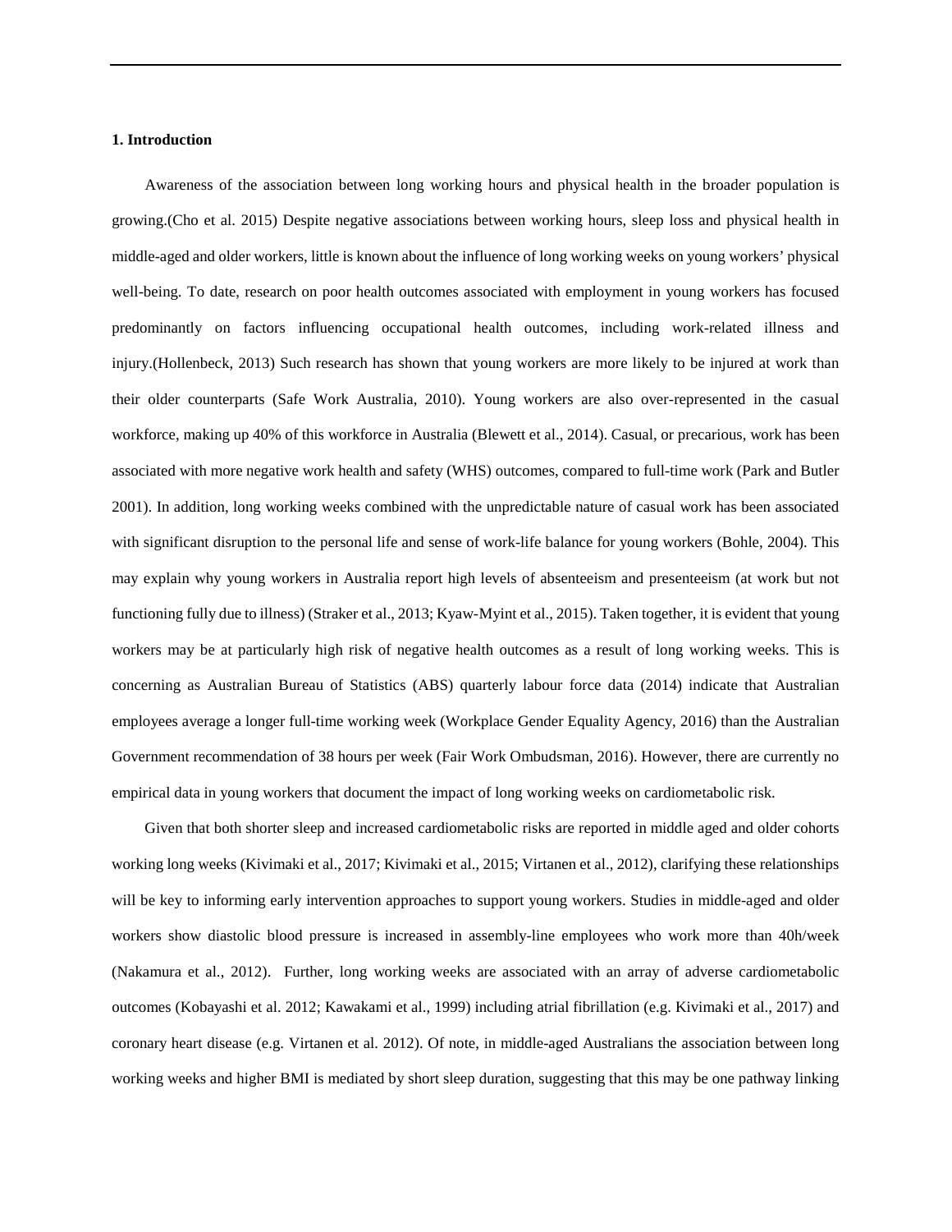## 1. Introduction

Awareness of the association between long working hours and physical health in the broader population is growing.(Cho et al. 2015) Despite negative associations between working hours, sleep loss and physical health in middle-aged and older workers, little is known about the influence of long working weeks on young workers' physical well-being. To date, research on poor health outcomes associated with employment in young workers has focused predominantly on factors influencing occupational health outcomes, including work-related illness and injury.(Hollenbeck, 2013) Such research has shown that young workers are more likely to be injured at work than their older counterparts (Safe Work Australia, 2010). Young workers are also over-represented in the casual workforce, making up 40% of this workforce in Australia (Blewett et al., 2014). Casual, or precarious, work has been associated with more negative work health and safety (WHS) outcomes, compared to full-time work (Park and Butler 2001). In addition, long working weeks combined with the unpredictable nature of casual work has been associated with significant disruption to the personal life and sense of work-life balance for young workers (Bohle, 2004). This may explain why young workers in Australia report high levels of absenteeism and presenteeism (at work but not functioning fully due to illness) (Straker et al., 2013; Kyaw-Myint et al., 2015). Taken together, it is evident that young workers may be at particularly high risk of negative health outcomes as a result of long working weeks. This is concerning as Australian Bureau of Statistics (ABS) quarterly labour force data (2014) indicate that Australian employees average a longer full-time working week (Workplace Gender Equality Agency, 2016) than the Australian Government recommendation of 38 hours per week (Fair Work Ombudsman, 2016). However, there are currently no empirical data in young workers that document the impact of long working weeks on cardiometabolic risk.

Given that both shorter sleep and increased cardiometabolic risks are reported in middle aged and older cohorts working long weeks (Kivimaki et al., 2017; Kivimaki et al., 2015; Virtanen et al., 2012), clarifying these relationships will be key to informing early intervention approaches to support young workers. Studies in middle-aged and older workers show diastolic blood pressure is increased in assembly-line employees who work more than 40h/week (Nakamura et al., 2012). Further, long working weeks are associated with an array of adverse cardiometabolic outcomes (Kobayashi et al. 2012; Kawakami et al., 1999) including atrial fibrillation (e.g. Kivimaki et al., 2017) and coronary heart disease (e.g. Virtanen et al. 2012). Of note, in middle-aged Australians the association between long working weeks and higher BMI is mediated by short sleep duration, suggesting that this may be one pathway linking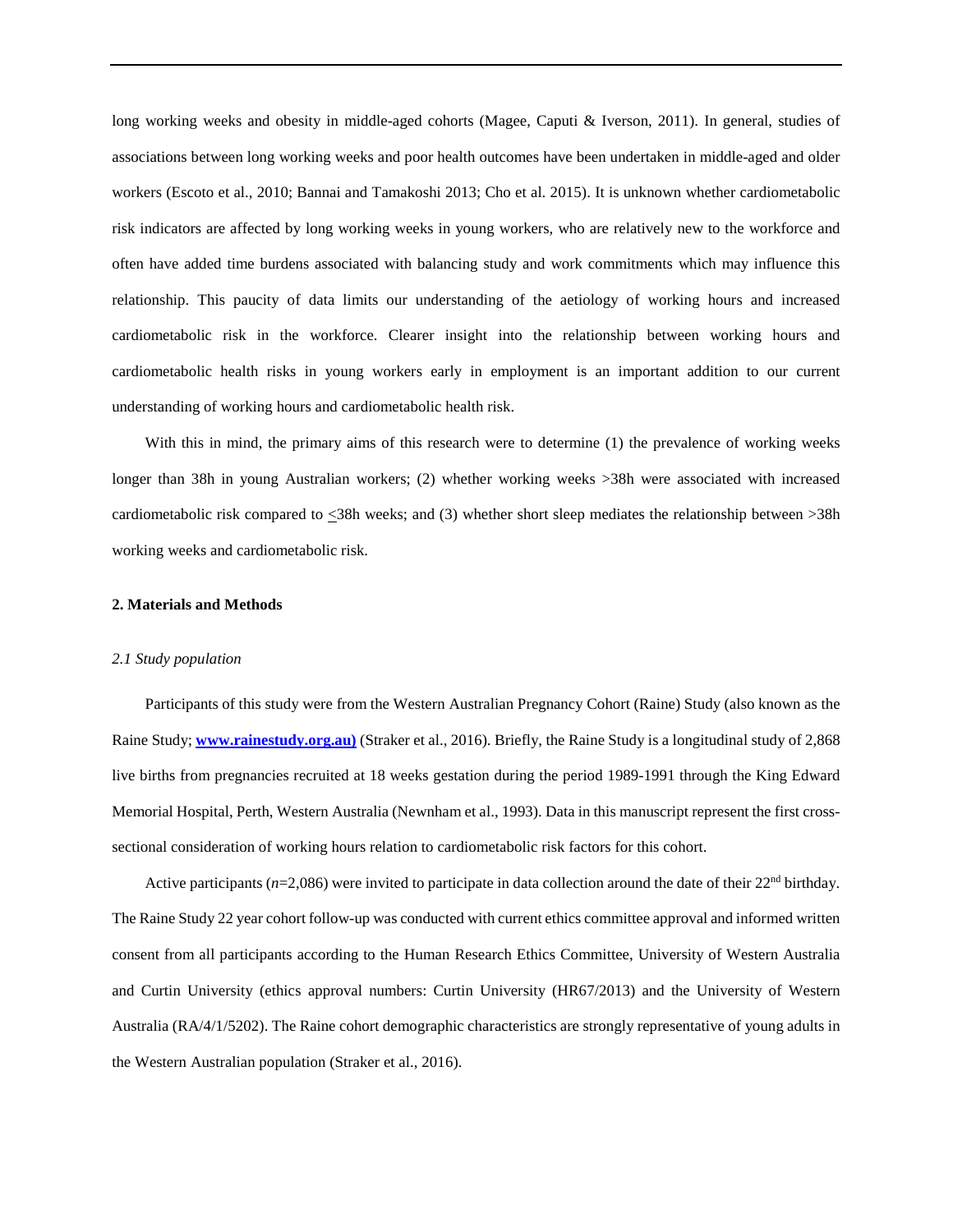long working weeks and obesity in middle-aged cohorts (Magee, Caputi & Iverson, 2011). In general, studies of associations between long working weeks and poor health outcomes have been undertaken in middle-aged and older workers (Escoto et al., 2010; Bannai and Tamakoshi 2013; Cho et al. 2015). It is unknown whether cardiometabolic risk indicators are affected by long working weeks in young workers, who are relatively new to the workforce and often have added time burdens associated with balancing study and work commitments which may influence this relationship. This paucity of data limits our understanding of the aetiology of working hours and increased cardiometabolic risk in the workforce. Clearer insight into the relationship between working hours and cardiometabolic health risks in young workers early in employment is an important addition to our current understanding of working hours and cardiometabolic health risk.

With this in mind, the primary aims of this research were to determine (1) the prevalence of working weeks longer than 38h in young Australian workers; (2) whether working weeks >38h were associated with increased cardiometabolic risk compared to ≤38h weeks; and (3) whether short sleep mediates the relationship between >38h working weeks and cardiometabolic risk.

## 2. Materials and Methods

### *2.1 Study population*

Participants of this study were from the Western Australian Pregnancy Cohort (Raine) Study (also known as the Raine Study; **www.rainestudy.org.au)** (Straker et al., 2016). Briefly, the Raine Study is a longitudinal study of 2,868 live births from pregnancies recruited at 18 weeks gestation during the period 1989-1991 through the King Edward Memorial Hospital, Perth, Western Australia (Newnham et al., 1993). Data in this manuscript represent the first cross-sectional consideration of working hours relation to cardiometabolic risk factors for this cohort.

Active participants ($n$=2,086) were invited to participate in data collection around the date of their 22nd birthday. The Raine Study 22 year cohort follow-up was conducted with current ethics committee approval and informed written consent from all participants according to the Human Research Ethics Committee, University of Western Australia and Curtin University (ethics approval numbers: Curtin University (HR67/2013) and the University of Western Australia (RA/4/1/5202). The Raine cohort demographic characteristics are strongly representative of young adults in the Western Australian population (Straker et al., 2016).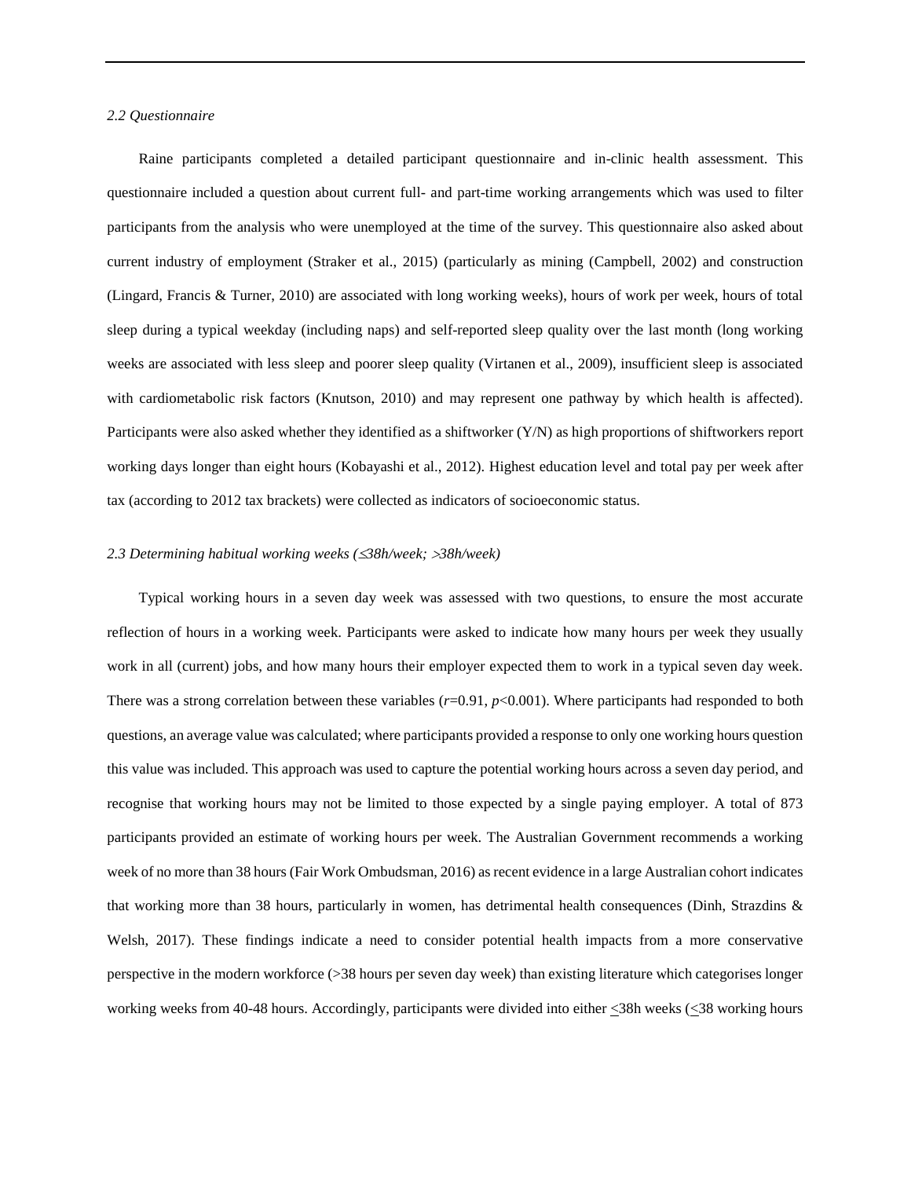*2.2 Questionnaire*

Raine participants completed a detailed participant questionnaire and in-clinic health assessment. This questionnaire included a question about current full- and part-time working arrangements which was used to filter participants from the analysis who were unemployed at the time of the survey. This questionnaire also asked about current industry of employment (Straker et al., 2015) (particularly as mining (Campbell, 2002) and construction (Lingard, Francis & Turner, 2010) are associated with long working weeks), hours of work per week, hours of total sleep during a typical weekday (including naps) and self-reported sleep quality over the last month (long working weeks are associated with less sleep and poorer sleep quality (Virtanen et al., 2009), insufficient sleep is associated with cardiometabolic risk factors (Knutson, 2010) and may represent one pathway by which health is affected). Participants were also asked whether they identified as a shiftworker (Y/N) as high proportions of shiftworkers report working days longer than eight hours (Kobayashi et al., 2012). Highest education level and total pay per week after tax (according to 2012 tax brackets) were collected as indicators of socioeconomic status.

*2.3 Determining habitual working weeks (≤38h/week; >38h/week)*

Typical working hours in a seven day week was assessed with two questions, to ensure the most accurate reflection of hours in a working week. Participants were asked to indicate how many hours per week they usually work in all (current) jobs, and how many hours their employer expected them to work in a typical seven day week. There was a strong correlation between these variables ($r$=0.91, $p$<0.001). Where participants had responded to both questions, an average value was calculated; where participants provided a response to only one working hours question this value was included. This approach was used to capture the potential working hours across a seven day period, and recognise that working hours may not be limited to those expected by a single paying employer. A total of 873 participants provided an estimate of working hours per week. The Australian Government recommends a working week of no more than 38 hours (Fair Work Ombudsman, 2016) as recent evidence in a large Australian cohort indicates that working more than 38 hours, particularly in women, has detrimental health consequences (Dinh, Strazdins & Welsh, 2017). These findings indicate a need to consider potential health impacts from a more conservative perspective in the modern workforce (>38 hours per seven day week) than existing literature which categorises longer working weeks from 40-48 hours. Accordingly, participants were divided into either ≤38h weeks (≤38 working hours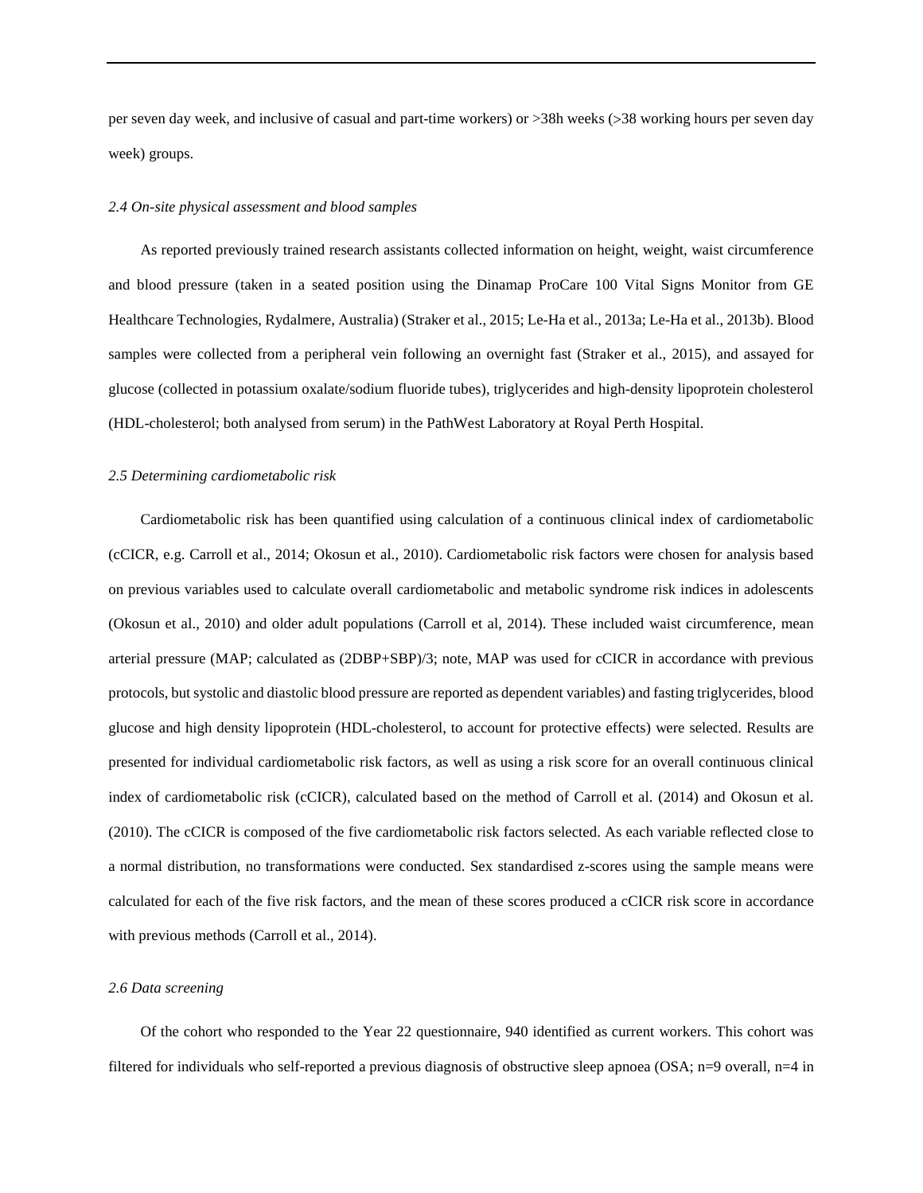per seven day week, and inclusive of casual and part-time workers) or >38h weeks (>38 working hours per seven day week) groups.

### *2.4 On-site physical assessment and blood samples*

As reported previously trained research assistants collected information on height, weight, waist circumference and blood pressure (taken in a seated position using the Dinamap ProCare 100 Vital Signs Monitor from GE Healthcare Technologies, Rydalmere, Australia) (Straker et al., 2015; Le-Ha et al., 2013a; Le-Ha et al., 2013b). Blood samples were collected from a peripheral vein following an overnight fast (Straker et al., 2015), and assayed for glucose (collected in potassium oxalate/sodium fluoride tubes), triglycerides and high-density lipoprotein cholesterol (HDL-cholesterol; both analysed from serum) in the PathWest Laboratory at Royal Perth Hospital.

### *2.5 Determining cardiometabolic risk*

Cardiometabolic risk has been quantified using calculation of a continuous clinical index of cardiometabolic (cCICR, e.g. Carroll et al., 2014; Okosun et al., 2010). Cardiometabolic risk factors were chosen for analysis based on previous variables used to calculate overall cardiometabolic and metabolic syndrome risk indices in adolescents (Okosun et al., 2010) and older adult populations (Carroll et al, 2014). These included waist circumference, mean arterial pressure (MAP; calculated as (2DBP+SBP)/3; note, MAP was used for cCICR in accordance with previous protocols, but systolic and diastolic blood pressure are reported as dependent variables) and fasting triglycerides, blood glucose and high density lipoprotein (HDL-cholesterol, to account for protective effects) were selected. Results are presented for individual cardiometabolic risk factors, as well as using a risk score for an overall continuous clinical index of cardiometabolic risk (cCICR), calculated based on the method of Carroll et al. (2014) and Okosun et al. (2010). The cCICR is composed of the five cardiometabolic risk factors selected. As each variable reflected close to a normal distribution, no transformations were conducted. Sex standardised z-scores using the sample means were calculated for each of the five risk factors, and the mean of these scores produced a cCICR risk score in accordance with previous methods (Carroll et al., 2014).

### *2.6 Data screening*

Of the cohort who responded to the Year 22 questionnaire, 940 identified as current workers. This cohort was filtered for individuals who self-reported a previous diagnosis of obstructive sleep apnoea (OSA; n=9 overall, n=4 in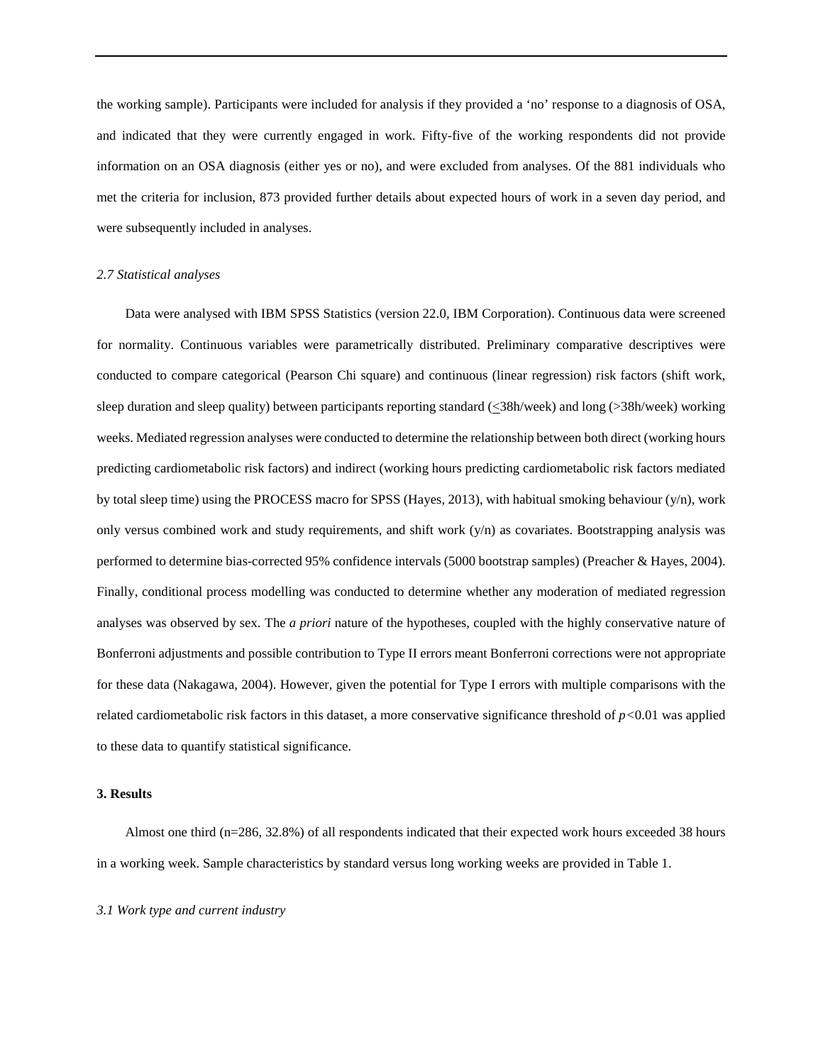the working sample). Participants were included for analysis if they provided a ‘no’ response to a diagnosis of OSA, and indicated that they were currently engaged in work. Fifty-five of the working respondents did not provide information on an OSA diagnosis (either yes or no), and were excluded from analyses. Of the 881 individuals who met the criteria for inclusion, 873 provided further details about expected hours of work in a seven day period, and were subsequently included in analyses.

*2.7 Statistical analyses*

Data were analysed with IBM SPSS Statistics (version 22.0, IBM Corporation). Continuous data were screened for normality. Continuous variables were parametrically distributed. Preliminary comparative descriptives were conducted to compare categorical (Pearson Chi square) and continuous (linear regression) risk factors (shift work, sleep duration and sleep quality) between participants reporting standard ($\leq$38h/week) and long (>38h/week) working weeks. Mediated regression analyses were conducted to determine the relationship between both direct (working hours predicting cardiometabolic risk factors) and indirect (working hours predicting cardiometabolic risk factors mediated by total sleep time) using the PROCESS macro for SPSS (Hayes, 2013), with habitual smoking behaviour (y/n), work only versus combined work and study requirements, and shift work (y/n) as covariates. Bootstrapping analysis was performed to determine bias-corrected 95% confidence intervals (5000 bootstrap samples) (Preacher & Hayes, 2004). Finally, conditional process modelling was conducted to determine whether any moderation of mediated regression analyses was observed by sex. The *a priori* nature of the hypotheses, coupled with the highly conservative nature of Bonferroni adjustments and possible contribution to Type II errors meant Bonferroni corrections were not appropriate for these data (Nakagawa, 2004). However, given the potential for Type I errors with multiple comparisons with the related cardiometabolic risk factors in this dataset, a more conservative significance threshold of $p<0.01$ was applied to these data to quantify statistical significance.

## 3. Results

Almost one third (n=286, 32.8%) of all respondents indicated that their expected work hours exceeded 38 hours in a working week. Sample characteristics by standard versus long working weeks are provided in Table 1.

*3.1 Work type and current industry*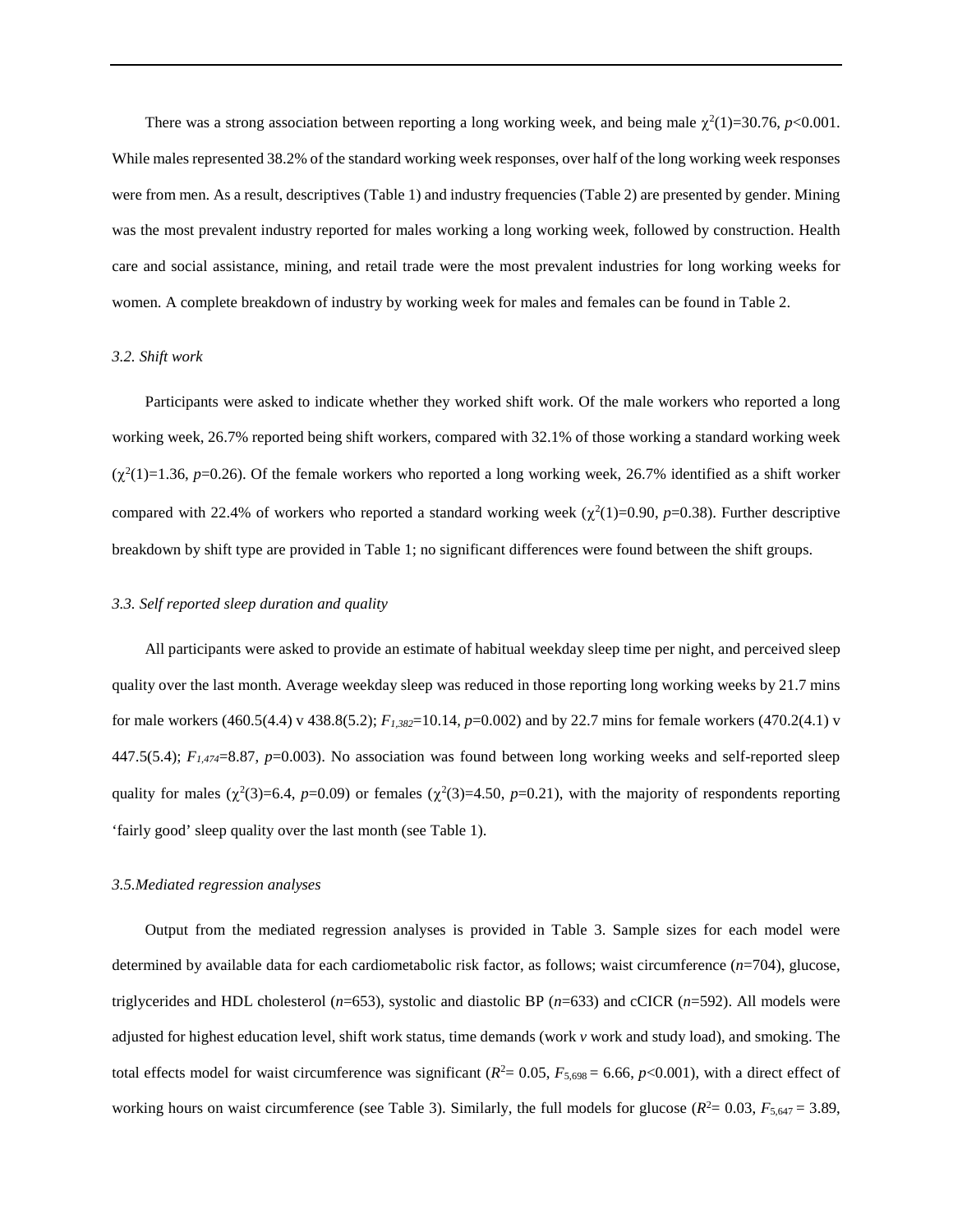There was a strong association between reporting a long working week, and being male $\chi^2(1)=30.76$, $p<0.001$. While males represented 38.2% of the standard working week responses, over half of the long working week responses were from men. As a result, descriptives (Table 1) and industry frequencies (Table 2) are presented by gender. Mining was the most prevalent industry reported for males working a long working week, followed by construction. Health care and social assistance, mining, and retail trade were the most prevalent industries for long working weeks for women. A complete breakdown of industry by working week for males and females can be found in Table 2.

### *3.2. Shift work*

Participants were asked to indicate whether they worked shift work. Of the male workers who reported a long working week, 26.7% reported being shift workers, compared with 32.1% of those working a standard working week ($\chi^2(1)=1.36$, $p=0.26$). Of the female workers who reported a long working week, 26.7% identified as a shift worker compared with 22.4% of workers who reported a standard working week ($\chi^2(1)=0.90$, $p=0.38$). Further descriptive breakdown by shift type are provided in Table 1; no significant differences were found between the shift groups.

### *3.3. Self reported sleep duration and quality*

All participants were asked to provide an estimate of habitual weekday sleep time per night, and perceived sleep quality over the last month. Average weekday sleep was reduced in those reporting long working weeks by 21.7 mins for male workers (460.5(4.4) v 438.8(5.2); $F_{1,382}=10.14$, $p=0.002$) and by 22.7 mins for female workers (470.2(4.1) v 447.5(5.4); $F_{1,474}=8.87$, $p=0.003$). No association was found between long working weeks and self-reported sleep quality for males ($\chi^2(3)=6.4$, $p=0.09$) or females ($\chi^2(3)=4.50$, $p=0.21$), with the majority of respondents reporting 'fairly good' sleep quality over the last month (see Table 1).

### *3.5.Mediated regression analyses*

Output from the mediated regression analyses is provided in Table 3. Sample sizes for each model were determined by available data for each cardiometabolic risk factor, as follows; waist circumference ($n$=704), glucose, triglycerides and HDL cholesterol ($n$=653), systolic and diastolic BP ($n$=633) and cCICR ($n$=592). All models were adjusted for highest education level, shift work status, time demands (work *v* work and study load), and smoking. The total effects model for waist circumference was significant ($R^2= 0.05$, $F_{5,698} = 6.66$, $p<0.001$), with a direct effect of working hours on waist circumference (see Table 3). Similarly, the full models for glucose ($R^2= 0.03$, $F_{5,647} = 3.89$,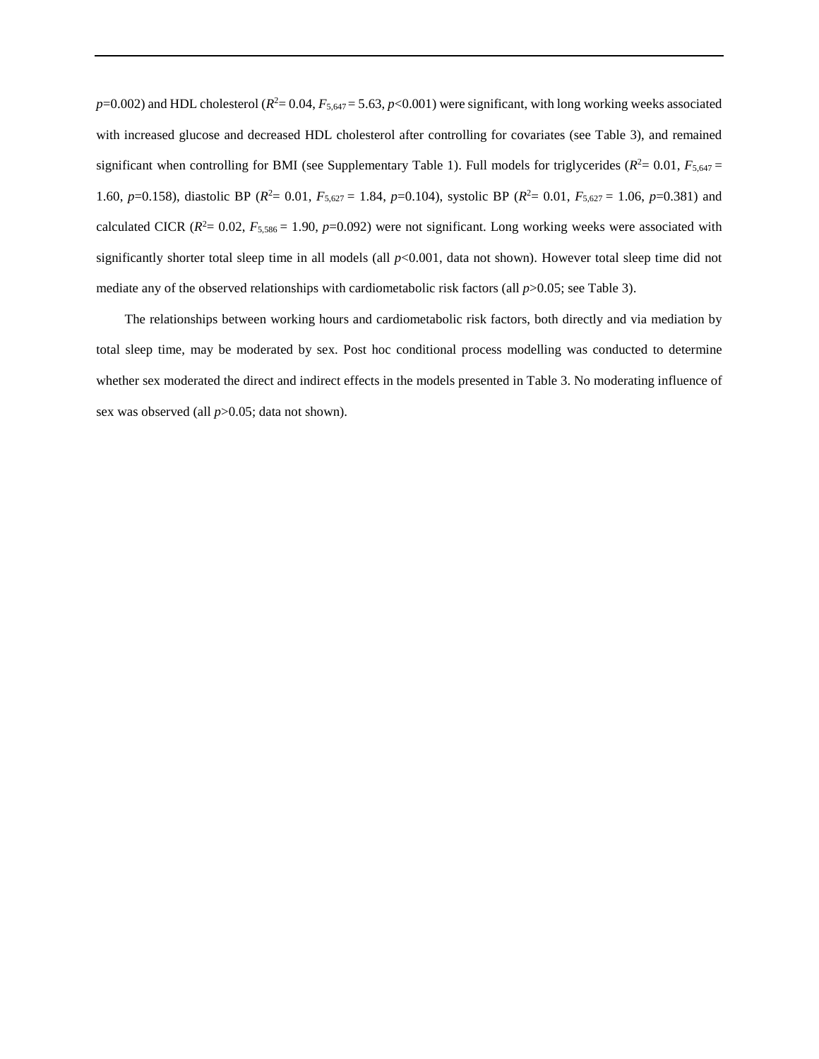$p$=0.002) and HDL cholesterol ($R^2$= 0.04, $F_{5,647}$ = 5.63, $p$<0.001) were significant, with long working weeks associated with increased glucose and decreased HDL cholesterol after controlling for covariates (see Table 3), and remained significant when controlling for BMI (see Supplementary Table 1). Full models for triglycerides ($R^2$= 0.01, $F_{5,647}$ = 1.60, $p$=0.158), diastolic BP ($R^2$= 0.01, $F_{5,627}$ = 1.84, $p$=0.104), systolic BP ($R^2$= 0.01, $F_{5,627}$ = 1.06, $p$=0.381) and calculated CICR ($R^2$= 0.02, $F_{5,586}$ = 1.90, $p$=0.092) were not significant. Long working weeks were associated with significantly shorter total sleep time in all models (all $p$<0.001, data not shown). However total sleep time did not mediate any of the observed relationships with cardiometabolic risk factors (all $p$>0.05; see Table 3).

The relationships between working hours and cardiometabolic risk factors, both directly and via mediation by total sleep time, may be moderated by sex. Post hoc conditional process modelling was conducted to determine whether sex moderated the direct and indirect effects in the models presented in Table 3. No moderating influence of sex was observed (all $p$>0.05; data not shown).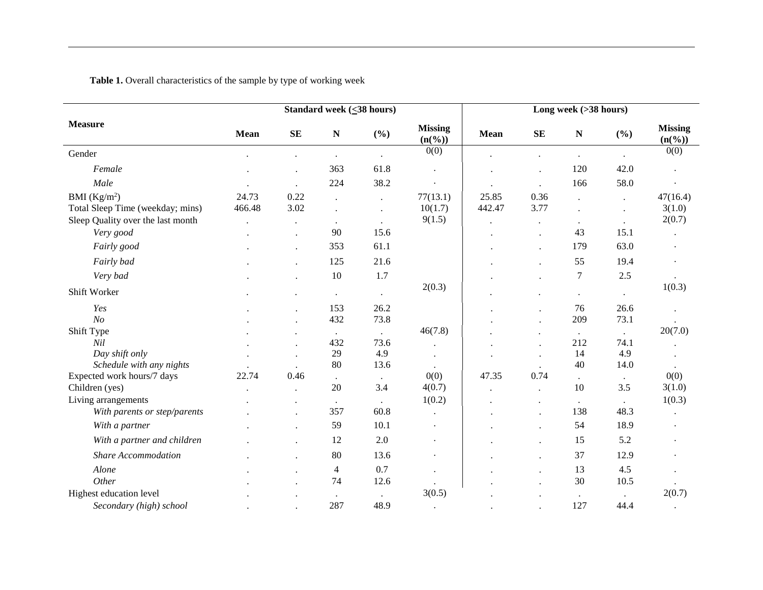**Table 1.** Overall characteristics of the sample by type of working week

| Measure | Standard week (≤38 hours) | | | | | Long week (>38 hours) | | | | |
|---|---|---|---|---|---|---|---|---|---|---|
| | Mean | SE | N | (%) | Missing (n(%)) | Mean | SE | N | (%) | Missing (n(%)) |
| Gender | . | . | . | . | 0(0) | . | . | . | . | 0(0) |
| *Female* | . | . | 363 | 61.8 | . | . | . | 120 | 42.0 | . |
| *Male* | . | . | 224 | 38.2 | · | . | . | 166 | 58.0 | · |
| BMI (Kg/m$^2$) | 24.73 | 0.22 | . | . | 77(13.1) | 25.85 | 0.36 | . | . | 47(16.4) |
| Total Sleep Time (weekday; mins) | 466.48 | 3.02 | . | . | 10(1.7) | 442.47 | 3.77 | . | . | 3(1.0) |
| Sleep Quality over the last month | . | . | . | . | 9(1.5) | . | . | . | . | 2(0.7) |
| *Very good* | . | . | 90 | 15.6 | | . | . | 43 | 15.1 | . |
| *Fairly good* | . | . | 353 | 61.1 | | . | . | 179 | 63.0 | · |
| *Fairly bad* | . | . | 125 | 21.6 | | . | . | 55 | 19.4 | · |
| *Very bad* | . | . | 10 | 1.7 | | . | . | 7 | 2.5 | . |
| Shift Worker | . | . | . | . | 2(0.3) | . | . | . | . | 1(0.3) |
| *Yes* | . | . | 153 | 26.2 | | . | . | 76 | 26.6 | . |
| *No* | . | . | 432 | 73.8 | | . | . | 209 | 73.1 | . |
| Shift Type | . | . | . | . | 46(7.8) | . | . | . | . | 20(7.0) |
| *Nil* | . | . | 432 | 73.6 | . | . | . | 212 | 74.1 | . |
| *Day shift only* | . | . | 29 | 4.9 | . | . | . | 14 | 4.9 | . |
| *Schedule with any nights* | . | . | 80 | 13.6 | . | . | . | 40 | 14.0 | . |
| Expected work hours/7 days | 22.74 | 0.46 | . | . | 0(0) | 47.35 | 0.74 | . | . | 0(0) |
| Children (yes) | . | . | 20 | 3.4 | 4(0.7) | . | . | 10 | 3.5 | 3(1.0) |
| Living arrangements | . | . | . | . | 1(0.2) | . | . | . | . | 1(0.3) |
| *With parents or step/parents* | . | . | 357 | 60.8 | . | . | . | 138 | 48.3 | . |
| *With a partner* | . | . | 59 | 10.1 | · | . | . | 54 | 18.9 | · |
| *With a partner and children* | . | . | 12 | 2.0 | · | . | . | 15 | 5.2 | · |
| *Share Accommodation* | . | . | 80 | 13.6 | · | . | . | 37 | 12.9 | · |
| *Alone* | . | . | 4 | 0.7 | . | . | . | 13 | 4.5 | . |
| *Other* | . | . | 74 | 12.6 | . | . | . | 30 | 10.5 | . |
| Highest education level | . | . | . | . | 3(0.5) | . | . | . | . | 2(0.7) |
| *Secondary (high) school* | . | . | 287 | 48.9 | . | . | . | 127 | 44.4 | . |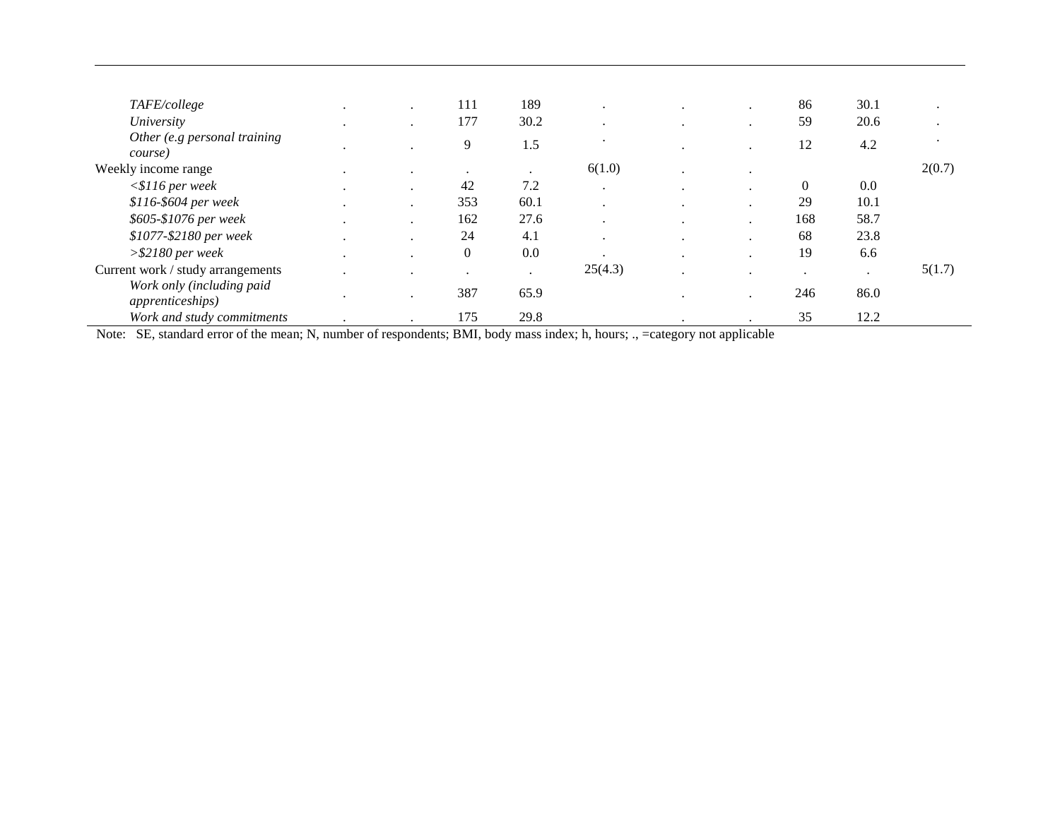| | | | | | | | | | | |
|---|---|---|---|---|---|---|---|---|---|---|
| *TAFE/college* | . | . | 111 | 189 | . | . | . | 86 | 30.1 | . |
| *University* | . | . | 177 | 30.2 | . | . | . | 59 | 20.6 | . |
| *Other (e.g personal training course)* | . | . | 9 | 1.5 | . | . | . | 12 | 4.2 | . |
| Weekly income range | . | . | . | . | 6(1.0) | . | . | | | 2(0.7) |
| *<$116 per week* | . | . | 42 | 7.2 | . | . | . | 0 | 0.0 | |
| *$116-$604 per week* | . | . | 353 | 60.1 | . | . | . | 29 | 10.1 | |
| *$605-$1076 per week* | . | . | 162 | 27.6 | . | . | . | 168 | 58.7 | |
| *$1077-$2180 per week* | . | . | 24 | 4.1 | . | . | . | 68 | 23.8 | |
| *>$2180 per week* | . | . | 0 | 0.0 | . | . | . | 19 | 6.6 | |
| Current work / study arrangements | . | . | . | . | 25(4.3) | . | . | . | . | 5(1.7) |
| *Work only (including paid apprenticeships)* | . | . | 387 | 65.9 | | . | . | 246 | 86.0 | |
| *Work and study commitments* | . | . | 175 | 29.8 | | . | . | 35 | 12.2 | |

Note: SE, standard error of the mean; N, number of respondents; BMI, body mass index; h, hours; ., =category not applicable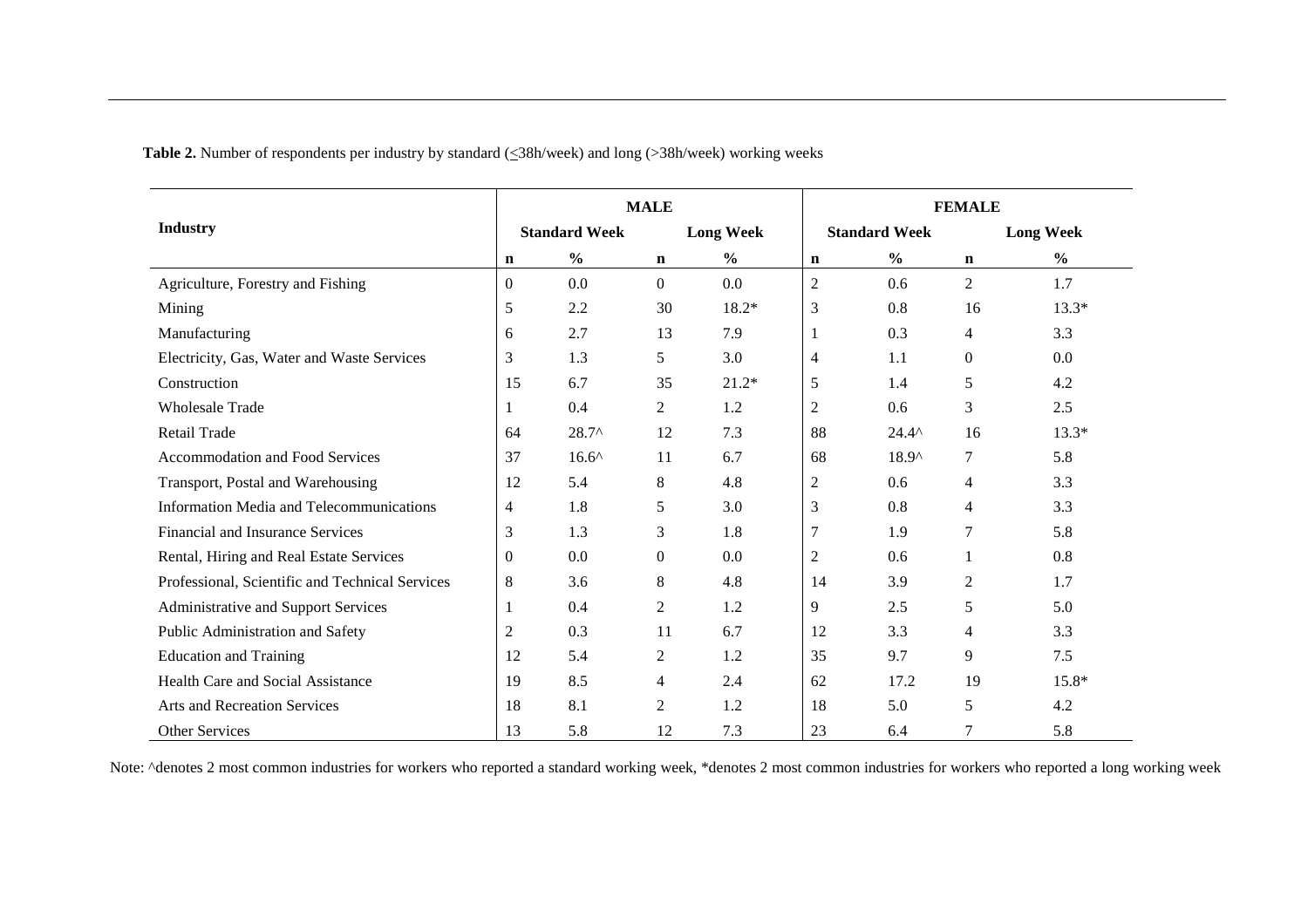**Table 2.** Number of respondents per industry by standard (≤38h/week) and long (>38h/week) working weeks

| Industry | MALE | | | | FEMALE | | | |
|---|---|---|---|---|---|---|---|---|
| | Standard Week | | Long Week | | Standard Week | | Long Week | |
| | n | % | n | % | n | % | n | % |
| Agriculture, Forestry and Fishing | 0 | 0.0 | 0 | 0.0 | 2 | 0.6 | 2 | 1.7 |
| Mining | 5 | 2.2 | 30 | 18.2* | 3 | 0.8 | 16 | 13.3* |
| Manufacturing | 6 | 2.7 | 13 | 7.9 | 1 | 0.3 | 4 | 3.3 |
| Electricity, Gas, Water and Waste Services | 3 | 1.3 | 5 | 3.0 | 4 | 1.1 | 0 | 0.0 |
| Construction | 15 | 6.7 | 35 | 21.2* | 5 | 1.4 | 5 | 4.2 |
| Wholesale Trade | 1 | 0.4 | 2 | 1.2 | 2 | 0.6 | 3 | 2.5 |
| Retail Trade | 64 | 28.7^ | 12 | 7.3 | 88 | 24.4^ | 16 | 13.3* |
| Accommodation and Food Services | 37 | 16.6^ | 11 | 6.7 | 68 | 18.9^ | 7 | 5.8 |
| Transport, Postal and Warehousing | 12 | 5.4 | 8 | 4.8 | 2 | 0.6 | 4 | 3.3 |
| Information Media and Telecommunications | 4 | 1.8 | 5 | 3.0 | 3 | 0.8 | 4 | 3.3 |
| Financial and Insurance Services | 3 | 1.3 | 3 | 1.8 | 7 | 1.9 | 7 | 5.8 |
| Rental, Hiring and Real Estate Services | 0 | 0.0 | 0 | 0.0 | 2 | 0.6 | 1 | 0.8 |
| Professional, Scientific and Technical Services | 8 | 3.6 | 8 | 4.8 | 14 | 3.9 | 2 | 1.7 |
| Administrative and Support Services | 1 | 0.4 | 2 | 1.2 | 9 | 2.5 | 5 | 5.0 |
| Public Administration and Safety | 2 | 0.3 | 11 | 6.7 | 12 | 3.3 | 4 | 3.3 |
| Education and Training | 12 | 5.4 | 2 | 1.2 | 35 | 9.7 | 9 | 7.5 |
| Health Care and Social Assistance | 19 | 8.5 | 4 | 2.4 | 62 | 17.2 | 19 | 15.8* |
| Arts and Recreation Services | 18 | 8.1 | 2 | 1.2 | 18 | 5.0 | 5 | 4.2 |
| Other Services | 13 | 5.8 | 12 | 7.3 | 23 | 6.4 | 7 | 5.8 |

Note: ^denotes 2 most common industries for workers who reported a standard working week, *denotes 2 most common industries for workers who reported a long working week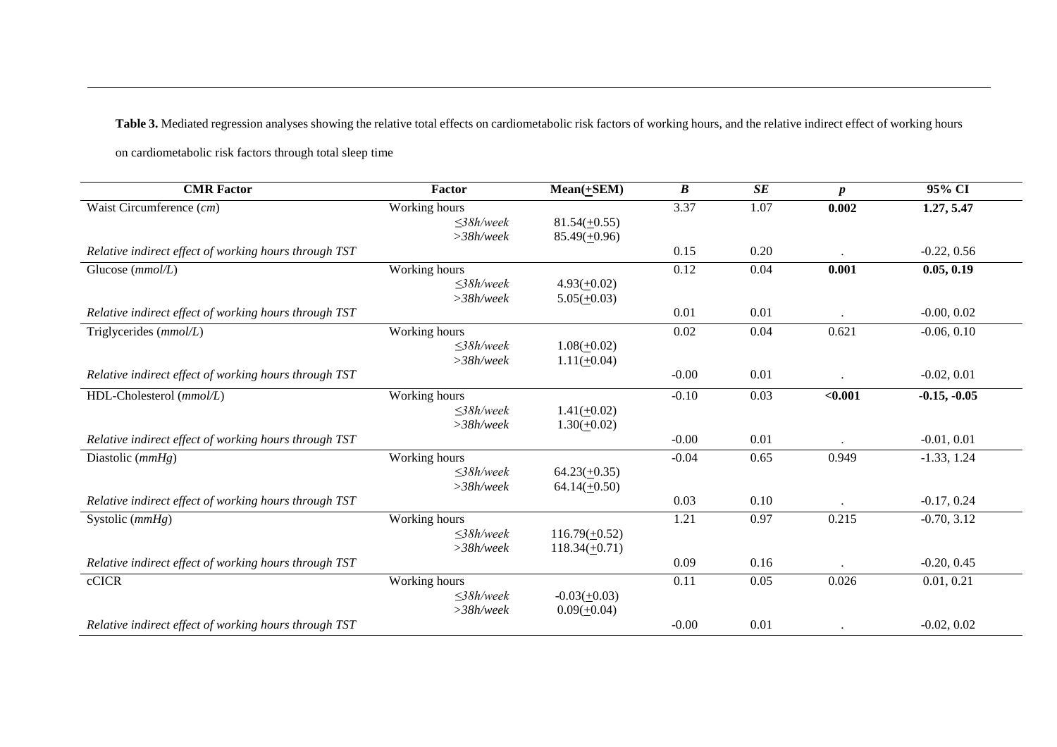**Table 3.** Mediated regression analyses showing the relative total effects on cardiometabolic risk factors of working hours, and the relative indirect effect of working hours on cardiometabolic risk factors through total sleep time

| CMR Factor | Factor | Mean(+SEM) | *B* | *SE* | *p* | 95% CI |
|---|---|---|---|---|---|---|
| Waist Circumference (*cm*) | Working hours | | 3.37 | 1.07 | **0.002** | **1.27, 5.47** |
| | *≤38h/week* | 81.54(+0.55) | | | | |
| | *>38h/week* | 85.49(+0.96) | | | | |
| *Relative indirect effect of working hours through TST* | | | 0.15 | 0.20 | . | -0.22, 0.56 |
| Glucose (*mmol/L*) | Working hours | | 0.12 | 0.04 | **0.001** | **0.05, 0.19** |
| | *≤38h/week* | 4.93(+0.02) | | | | |
| | *>38h/week* | 5.05(+0.03) | | | | |
| *Relative indirect effect of working hours through TST* | | | 0.01 | 0.01 | . | -0.00, 0.02 |
| Triglycerides (*mmol/L*) | Working hours | | 0.02 | 0.04 | 0.621 | -0.06, 0.10 |
| | *≤38h/week* | 1.08(+0.02) | | | | |
| | *>38h/week* | 1.11(+0.04) | | | | |
| *Relative indirect effect of working hours through TST* | | | -0.00 | 0.01 | . | -0.02, 0.01 |
| HDL-Cholesterol (*mmol/L*) | Working hours | | -0.10 | 0.03 | **<0.001** | **-0.15, -0.05** |
| | *≤38h/week* | 1.41(+0.02) | | | | |
| | *>38h/week* | 1.30(+0.02) | | | | |
| *Relative indirect effect of working hours through TST* | | | -0.00 | 0.01 | . | -0.01, 0.01 |
| Diastolic (*mmHg*) | Working hours | | -0.04 | 0.65 | 0.949 | -1.33, 1.24 |
| | *≤38h/week* | 64.23(+0.35) | | | | |
| | *>38h/week* | 64.14(+0.50) | | | | |
| *Relative indirect effect of working hours through TST* | | | 0.03 | 0.10 | . | -0.17, 0.24 |
| Systolic (*mmHg*) | Working hours | | 1.21 | 0.97 | 0.215 | -0.70, 3.12 |
| | *≤38h/week* | 116.79(+0.52) | | | | |
| | *>38h/week* | 118.34(+0.71) | | | | |
| *Relative indirect effect of working hours through TST* | | | 0.09 | 0.16 | . | -0.20, 0.45 |
| cCICR | Working hours | | 0.11 | 0.05 | 0.026 | 0.01, 0.21 |
| | *≤38h/week* | -0.03(+0.03) | | | | |
| | *>38h/week* | 0.09(+0.04) | | | | |
| *Relative indirect effect of working hours through TST* | | | -0.00 | 0.01 | . | -0.02, 0.02 |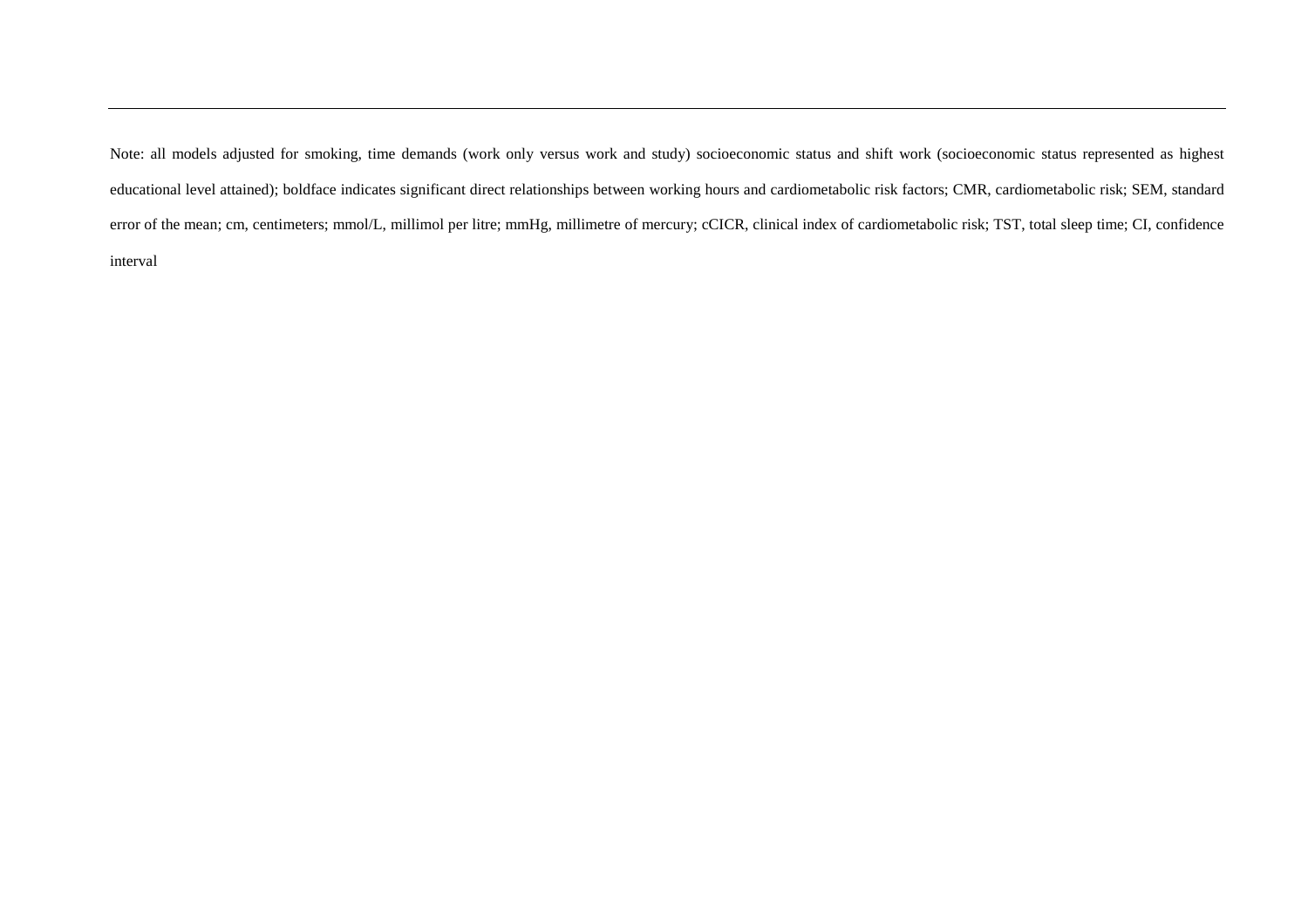Note: all models adjusted for smoking, time demands (work only versus work and study) socioeconomic status and shift work (socioeconomic status represented as highest educational level attained); boldface indicates significant direct relationships between working hours and cardiometabolic risk factors; CMR, cardiometabolic risk; SEM, standard error of the mean; cm, centimeters; mmol/L, millimol per litre; mmHg, millimetre of mercury; cCICR, clinical index of cardiometabolic risk; TST, total sleep time; CI, confidence interval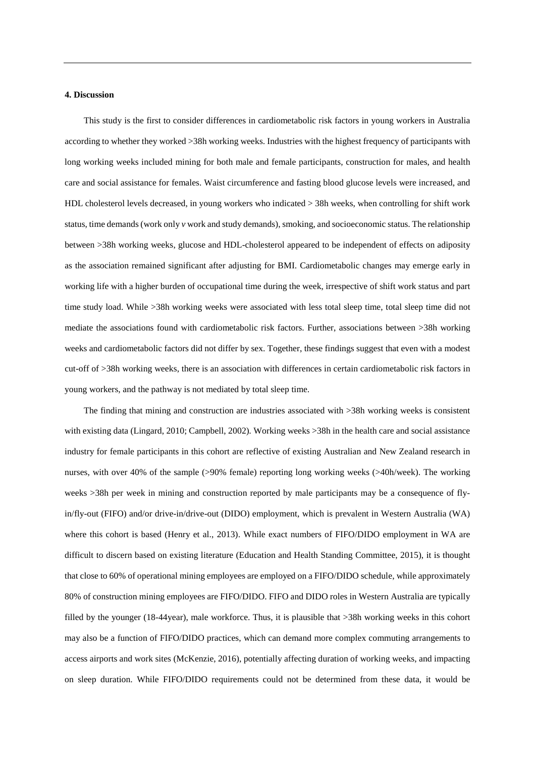#### 4. Discussion

This study is the first to consider differences in cardiometabolic risk factors in young workers in Australia according to whether they worked >38h working weeks. Industries with the highest frequency of participants with long working weeks included mining for both male and female participants, construction for males, and health care and social assistance for females. Waist circumference and fasting blood glucose levels were increased, and HDL cholesterol levels decreased, in young workers who indicated > 38h weeks, when controlling for shift work status, time demands (work only *v* work and study demands), smoking, and socioeconomic status. The relationship between >38h working weeks, glucose and HDL-cholesterol appeared to be independent of effects on adiposity as the association remained significant after adjusting for BMI. Cardiometabolic changes may emerge early in working life with a higher burden of occupational time during the week, irrespective of shift work status and part time study load. While >38h working weeks were associated with less total sleep time, total sleep time did not mediate the associations found with cardiometabolic risk factors. Further, associations between >38h working weeks and cardiometabolic factors did not differ by sex. Together, these findings suggest that even with a modest cut-off of >38h working weeks, there is an association with differences in certain cardiometabolic risk factors in young workers, and the pathway is not mediated by total sleep time.

The finding that mining and construction are industries associated with >38h working weeks is consistent with existing data (Lingard, 2010; Campbell, 2002). Working weeks >38h in the health care and social assistance industry for female participants in this cohort are reflective of existing Australian and New Zealand research in nurses, with over 40% of the sample (>90% female) reporting long working weeks (>40h/week). The working weeks >38h per week in mining and construction reported by male participants may be a consequence of fly-in/fly-out (FIFO) and/or drive-in/drive-out (DIDO) employment, which is prevalent in Western Australia (WA) where this cohort is based (Henry et al., 2013). While exact numbers of FIFO/DIDO employment in WA are difficult to discern based on existing literature (Education and Health Standing Committee, 2015), it is thought that close to 60% of operational mining employees are employed on a FIFO/DIDO schedule, while approximately 80% of construction mining employees are FIFO/DIDO. FIFO and DIDO roles in Western Australia are typically filled by the younger (18-44year), male workforce. Thus, it is plausible that >38h working weeks in this cohort may also be a function of FIFO/DIDO practices, which can demand more complex commuting arrangements to access airports and work sites (McKenzie, 2016), potentially affecting duration of working weeks, and impacting on sleep duration. While FIFO/DIDO requirements could not be determined from these data, it would be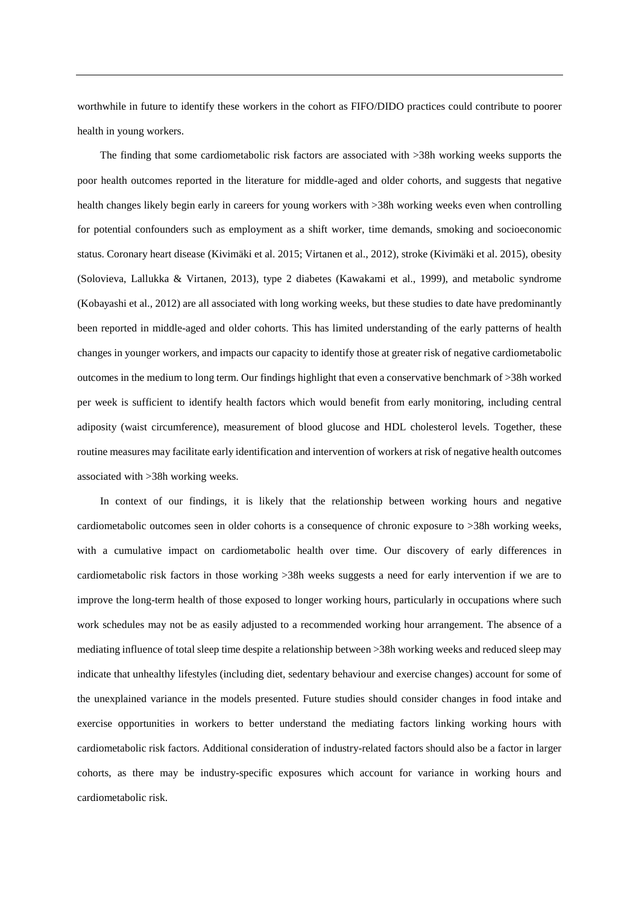worthwhile in future to identify these workers in the cohort as FIFO/DIDO practices could contribute to poorer health in young workers.

The finding that some cardiometabolic risk factors are associated with >38h working weeks supports the poor health outcomes reported in the literature for middle-aged and older cohorts, and suggests that negative health changes likely begin early in careers for young workers with >38h working weeks even when controlling for potential confounders such as employment as a shift worker, time demands, smoking and socioeconomic status. Coronary heart disease (Kivimäki et al. 2015; Virtanen et al., 2012), stroke (Kivimäki et al. 2015), obesity (Solovieva, Lallukka & Virtanen, 2013), type 2 diabetes (Kawakami et al., 1999), and metabolic syndrome (Kobayashi et al., 2012) are all associated with long working weeks, but these studies to date have predominantly been reported in middle-aged and older cohorts. This has limited understanding of the early patterns of health changes in younger workers, and impacts our capacity to identify those at greater risk of negative cardiometabolic outcomes in the medium to long term. Our findings highlight that even a conservative benchmark of >38h worked per week is sufficient to identify health factors which would benefit from early monitoring, including central adiposity (waist circumference), measurement of blood glucose and HDL cholesterol levels. Together, these routine measures may facilitate early identification and intervention of workers at risk of negative health outcomes associated with >38h working weeks.

In context of our findings, it is likely that the relationship between working hours and negative cardiometabolic outcomes seen in older cohorts is a consequence of chronic exposure to >38h working weeks, with a cumulative impact on cardiometabolic health over time. Our discovery of early differences in cardiometabolic risk factors in those working >38h weeks suggests a need for early intervention if we are to improve the long-term health of those exposed to longer working hours, particularly in occupations where such work schedules may not be as easily adjusted to a recommended working hour arrangement. The absence of a mediating influence of total sleep time despite a relationship between >38h working weeks and reduced sleep may indicate that unhealthy lifestyles (including diet, sedentary behaviour and exercise changes) account for some of the unexplained variance in the models presented. Future studies should consider changes in food intake and exercise opportunities in workers to better understand the mediating factors linking working hours with cardiometabolic risk factors. Additional consideration of industry-related factors should also be a factor in larger cohorts, as there may be industry-specific exposures which account for variance in working hours and cardiometabolic risk.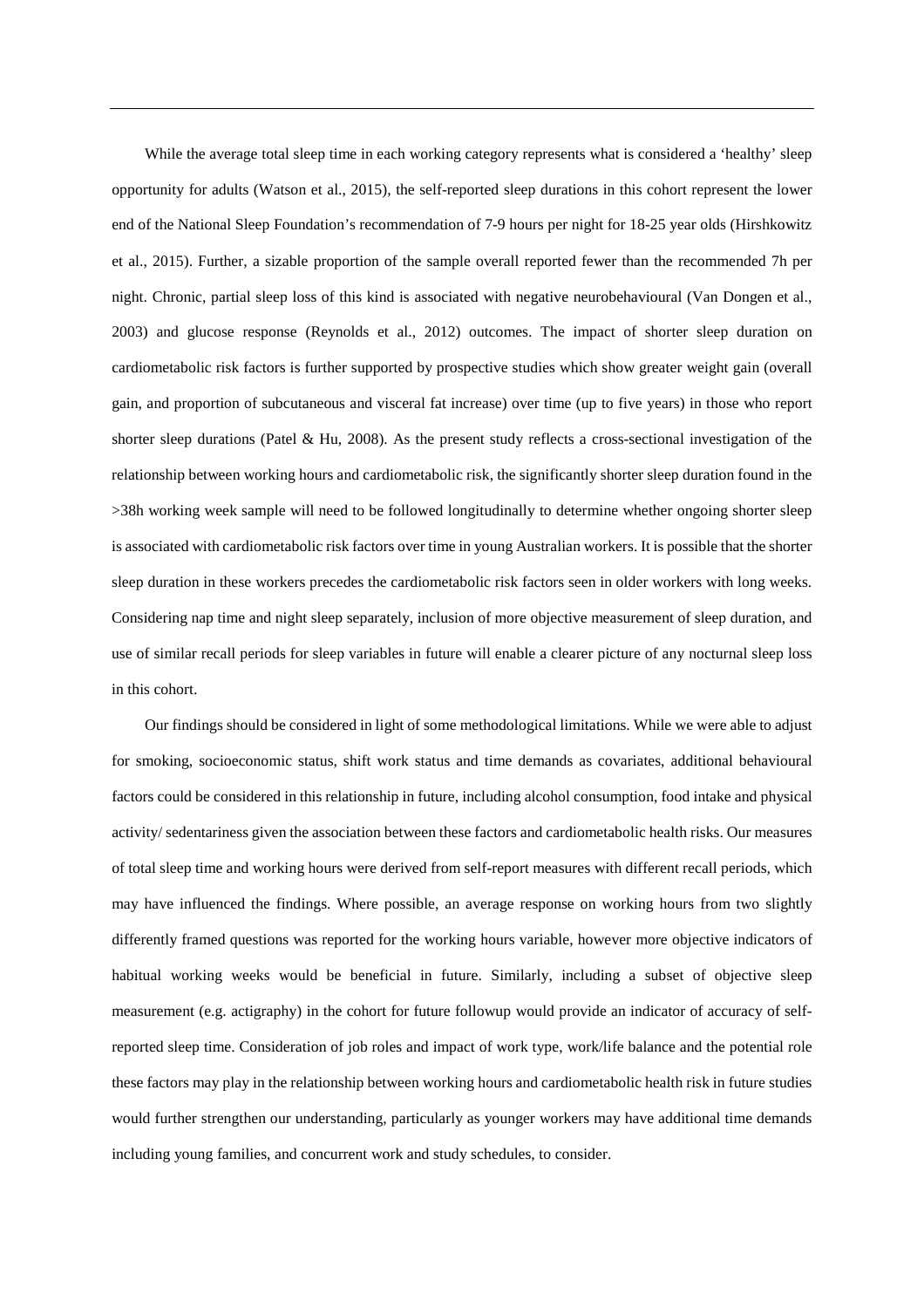While the average total sleep time in each working category represents what is considered a 'healthy' sleep opportunity for adults (Watson et al., 2015), the self-reported sleep durations in this cohort represent the lower end of the National Sleep Foundation's recommendation of 7-9 hours per night for 18-25 year olds (Hirshkowitz et al., 2015). Further, a sizable proportion of the sample overall reported fewer than the recommended 7h per night. Chronic, partial sleep loss of this kind is associated with negative neurobehavioural (Van Dongen et al., 2003) and glucose response (Reynolds et al., 2012) outcomes. The impact of shorter sleep duration on cardiometabolic risk factors is further supported by prospective studies which show greater weight gain (overall gain, and proportion of subcutaneous and visceral fat increase) over time (up to five years) in those who report shorter sleep durations (Patel & Hu, 2008). As the present study reflects a cross-sectional investigation of the relationship between working hours and cardiometabolic risk, the significantly shorter sleep duration found in the >38h working week sample will need to be followed longitudinally to determine whether ongoing shorter sleep is associated with cardiometabolic risk factors over time in young Australian workers. It is possible that the shorter sleep duration in these workers precedes the cardiometabolic risk factors seen in older workers with long weeks. Considering nap time and night sleep separately, inclusion of more objective measurement of sleep duration, and use of similar recall periods for sleep variables in future will enable a clearer picture of any nocturnal sleep loss in this cohort.

Our findings should be considered in light of some methodological limitations. While we were able to adjust for smoking, socioeconomic status, shift work status and time demands as covariates, additional behavioural factors could be considered in this relationship in future, including alcohol consumption, food intake and physical activity/ sedentariness given the association between these factors and cardiometabolic health risks. Our measures of total sleep time and working hours were derived from self-report measures with different recall periods, which may have influenced the findings. Where possible, an average response on working hours from two slightly differently framed questions was reported for the working hours variable, however more objective indicators of habitual working weeks would be beneficial in future. Similarly, including a subset of objective sleep measurement (e.g. actigraphy) in the cohort for future followup would provide an indicator of accuracy of self-reported sleep time. Consideration of job roles and impact of work type, work/life balance and the potential role these factors may play in the relationship between working hours and cardiometabolic health risk in future studies would further strengthen our understanding, particularly as younger workers may have additional time demands including young families, and concurrent work and study schedules, to consider.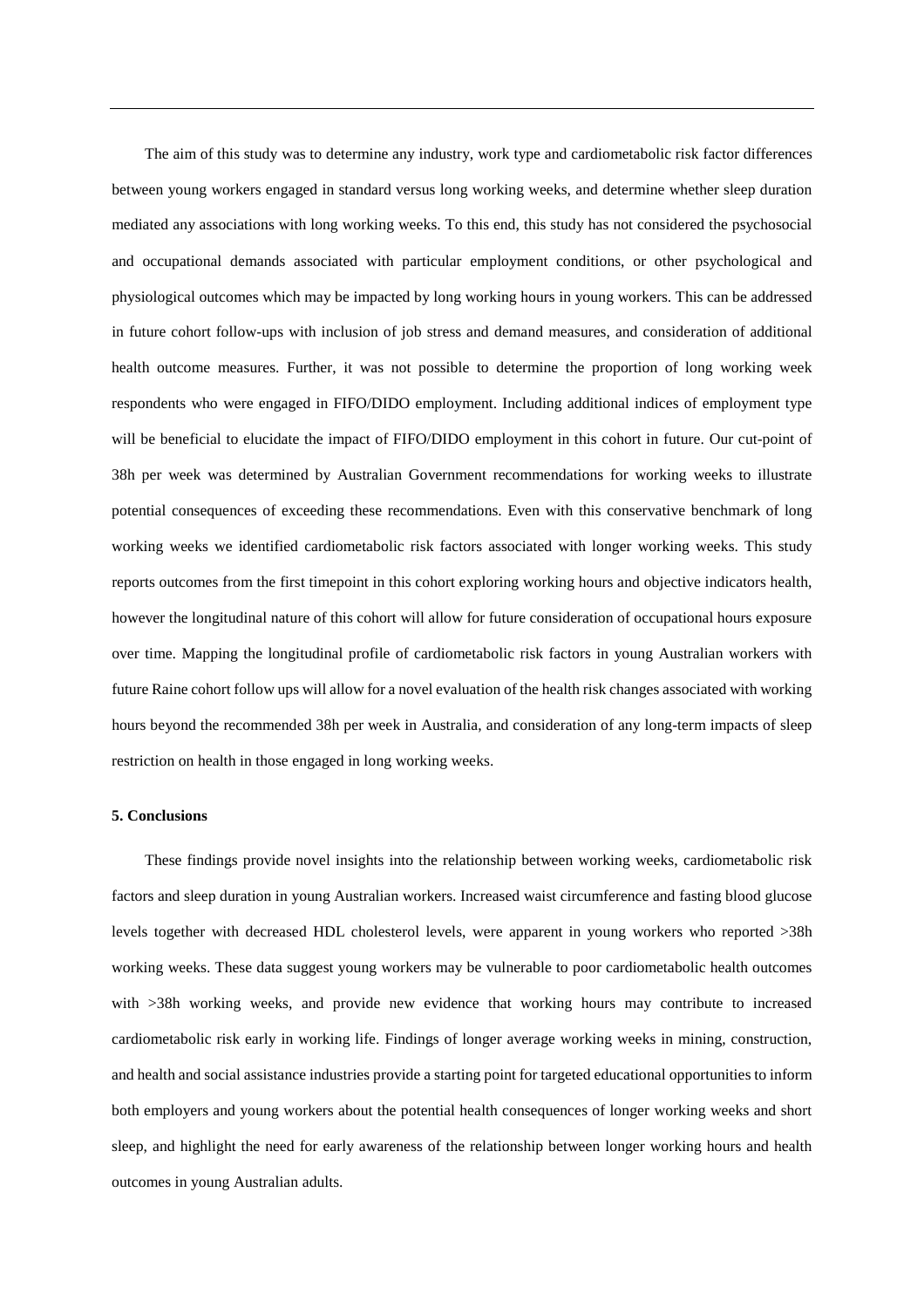The aim of this study was to determine any industry, work type and cardiometabolic risk factor differences between young workers engaged in standard versus long working weeks, and determine whether sleep duration mediated any associations with long working weeks. To this end, this study has not considered the psychosocial and occupational demands associated with particular employment conditions, or other psychological and physiological outcomes which may be impacted by long working hours in young workers. This can be addressed in future cohort follow-ups with inclusion of job stress and demand measures, and consideration of additional health outcome measures. Further, it was not possible to determine the proportion of long working week respondents who were engaged in FIFO/DIDO employment. Including additional indices of employment type will be beneficial to elucidate the impact of FIFO/DIDO employment in this cohort in future. Our cut-point of 38h per week was determined by Australian Government recommendations for working weeks to illustrate potential consequences of exceeding these recommendations. Even with this conservative benchmark of long working weeks we identified cardiometabolic risk factors associated with longer working weeks. This study reports outcomes from the first timepoint in this cohort exploring working hours and objective indicators health, however the longitudinal nature of this cohort will allow for future consideration of occupational hours exposure over time. Mapping the longitudinal profile of cardiometabolic risk factors in young Australian workers with future Raine cohort follow ups will allow for a novel evaluation of the health risk changes associated with working hours beyond the recommended 38h per week in Australia, and consideration of any long-term impacts of sleep restriction on health in those engaged in long working weeks.

## 5. Conclusions

These findings provide novel insights into the relationship between working weeks, cardiometabolic risk factors and sleep duration in young Australian workers. Increased waist circumference and fasting blood glucose levels together with decreased HDL cholesterol levels, were apparent in young workers who reported >38h working weeks. These data suggest young workers may be vulnerable to poor cardiometabolic health outcomes with >38h working weeks, and provide new evidence that working hours may contribute to increased cardiometabolic risk early in working life. Findings of longer average working weeks in mining, construction, and health and social assistance industries provide a starting point for targeted educational opportunities to inform both employers and young workers about the potential health consequences of longer working weeks and short sleep, and highlight the need for early awareness of the relationship between longer working hours and health outcomes in young Australian adults.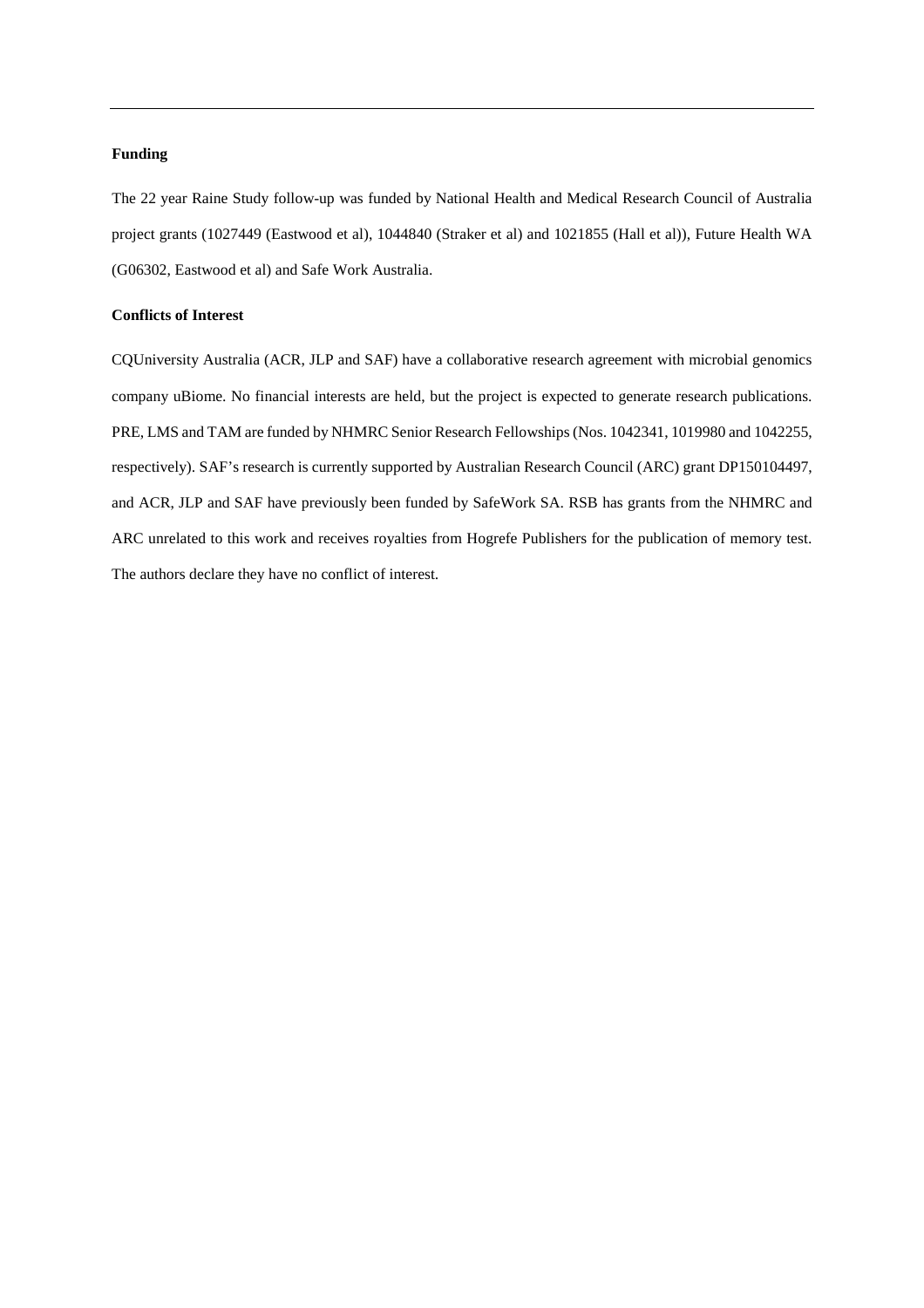**Funding**

The 22 year Raine Study follow-up was funded by National Health and Medical Research Council of Australia project grants (1027449 (Eastwood et al), 1044840 (Straker et al) and 1021855 (Hall et al)), Future Health WA (G06302, Eastwood et al) and Safe Work Australia.

**Conflicts of Interest**

CQUniversity Australia (ACR, JLP and SAF) have a collaborative research agreement with microbial genomics company uBiome. No financial interests are held, but the project is expected to generate research publications. PRE, LMS and TAM are funded by NHMRC Senior Research Fellowships (Nos. 1042341, 1019980 and 1042255, respectively). SAF's research is currently supported by Australian Research Council (ARC) grant DP150104497, and ACR, JLP and SAF have previously been funded by SafeWork SA. RSB has grants from the NHMRC and ARC unrelated to this work and receives royalties from Hogrefe Publishers for the publication of memory test. The authors declare they have no conflict of interest.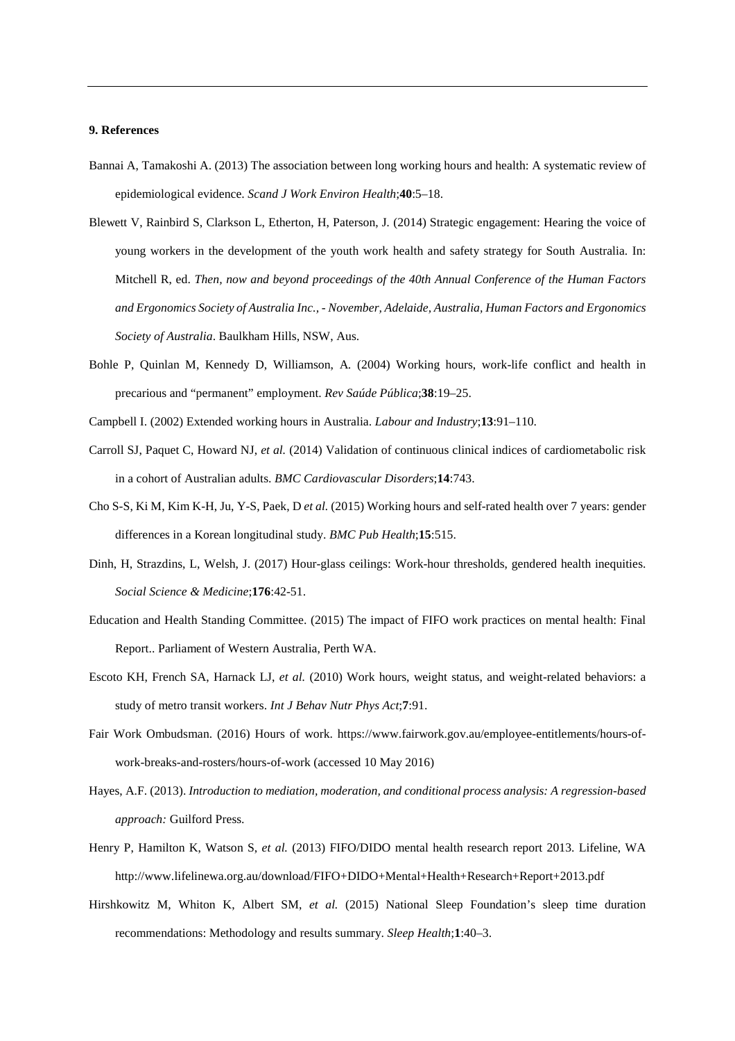**9. References**

Bannai A, Tamakoshi A. (2013) The association between long working hours and health: A systematic review of epidemiological evidence. *Scand J Work Environ Health*;**40**:5–18.

Blewett V, Rainbird S, Clarkson L, Etherton, H, Paterson, J. (2014) Strategic engagement: Hearing the voice of young workers in the development of the youth work health and safety strategy for South Australia. In: Mitchell R, ed. *Then, now and beyond proceedings of the 40th Annual Conference of the Human Factors and Ergonomics Society of Australia Inc., - November, Adelaide, Australia, Human Factors and Ergonomics Society of Australia*. Baulkham Hills, NSW, Aus.

Bohle P, Quinlan M, Kennedy D, Williamson, A. (2004) Working hours, work-life conflict and health in precarious and "permanent" employment. *Rev Saúde Pública*;**38**:19–25.

Campbell I. (2002) Extended working hours in Australia. *Labour and Industry*;**13**:91–110.

Carroll SJ, Paquet C, Howard NJ, *et al.* (2014) Validation of continuous clinical indices of cardiometabolic risk in a cohort of Australian adults. *BMC Cardiovascular Disorders*;**14**:743.

Cho S-S, Ki M, Kim K-H, Ju, Y-S, Paek, D *et al.* (2015) Working hours and self-rated health over 7 years: gender differences in a Korean longitudinal study. *BMC Pub Health*;**15**:515.

Dinh, H, Strazdins, L, Welsh, J. (2017) Hour-glass ceilings: Work-hour thresholds, gendered health inequities. *Social Science & Medicine*;**176**:42-51.

Education and Health Standing Committee. (2015) The impact of FIFO work practices on mental health: Final Report.. Parliament of Western Australia, Perth WA.

Escoto KH, French SA, Harnack LJ, *et al.* (2010) Work hours, weight status, and weight-related behaviors: a study of metro transit workers. *Int J Behav Nutr Phys Act*;**7**:91.

Fair Work Ombudsman. (2016) Hours of work. https://www.fairwork.gov.au/employee-entitlements/hours-of-work-breaks-and-rosters/hours-of-work (accessed 10 May 2016)

Hayes, A.F. (2013). *Introduction to mediation, moderation, and conditional process analysis: A regression-based approach:* Guilford Press.

Henry P, Hamilton K, Watson S, *et al.* (2013) FIFO/DIDO mental health research report 2013. Lifeline, WA http://www.lifelinewa.org.au/download/FIFO+DIDO+Mental+Health+Research+Report+2013.pdf

Hirshkowitz M, Whiton K, Albert SM, *et al.* (2015) National Sleep Foundation's sleep time duration recommendations: Methodology and results summary. *Sleep Health*;**1**:40–3.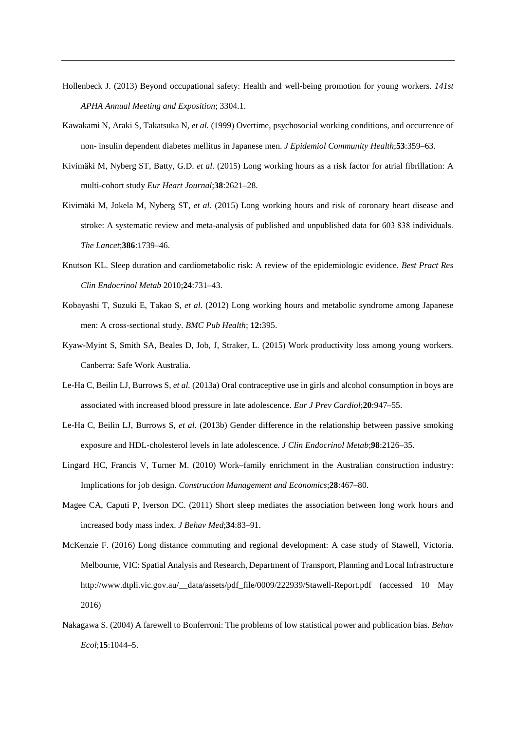Hollenbeck J. (2013) Beyond occupational safety: Health and well-being promotion for young workers. *141st APHA Annual Meeting and Exposition*; 3304.1.

Kawakami N, Araki S, Takatsuka N, *et al.* (1999) Overtime, psychosocial working conditions, and occurrence of non- insulin dependent diabetes mellitus in Japanese men. *J Epidemiol Community Health*;**53**:359–63.

Kivimäki M, Nyberg ST, Batty, G.D. *et al.* (2015) Long working hours as a risk factor for atrial fibrillation: A multi-cohort study *Eur Heart Journal*;**38**:2621–28.

Kivimäki M, Jokela M, Nyberg ST, *et al.* (2015) Long working hours and risk of coronary heart disease and stroke: A systematic review and meta-analysis of published and unpublished data for 603 838 individuals. *The Lancet*;**386**:1739–46.

Knutson KL. Sleep duration and cardiometabolic risk: A review of the epidemiologic evidence. *Best Pract Res Clin Endocrinol Metab* 2010;**24**:731–43.

Kobayashi T, Suzuki E, Takao S, *et al.* (2012) Long working hours and metabolic syndrome among Japanese men: A cross-sectional study. *BMC Pub Health*; **12:**395.

Kyaw-Myint S, Smith SA, Beales D, Job, J, Straker, L. (2015) Work productivity loss among young workers. Canberra: Safe Work Australia.

Le-Ha C, Beilin LJ, Burrows S, *et al.* (2013a) Oral contraceptive use in girls and alcohol consumption in boys are associated with increased blood pressure in late adolescence. *Eur J Prev Cardiol*;**20**:947–55.

Le-Ha C, Beilin LJ, Burrows S, *et al.* (2013b) Gender difference in the relationship between passive smoking exposure and HDL-cholesterol levels in late adolescence. *J Clin Endocrinol Metab*;**98**:2126–35.

Lingard HC, Francis V, Turner M. (2010) Work–family enrichment in the Australian construction industry: Implications for job design. *Construction Management and Economics*;**28**:467–80.

Magee CA, Caputi P, Iverson DC. (2011) Short sleep mediates the association between long work hours and increased body mass index. *J Behav Med*;**34**:83–91.

McKenzie F. (2016) Long distance commuting and regional development: A case study of Stawell, Victoria. Melbourne, VIC: Spatial Analysis and Research, Department of Transport, Planning and Local Infrastructure http://www.dtpli.vic.gov.au/__data/assets/pdf_file/0009/222939/Stawell-Report.pdf (accessed 10 May 2016)

Nakagawa S. (2004) A farewell to Bonferroni: The problems of low statistical power and publication bias. *Behav Ecol*;**15**:1044–5.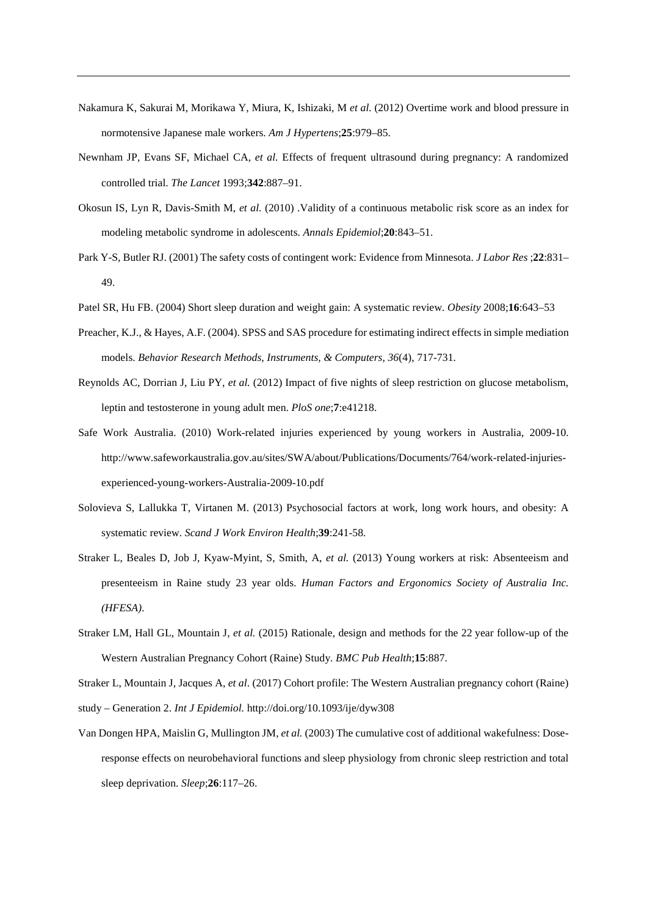Nakamura K, Sakurai M, Morikawa Y, Miura, K, Ishizaki, M *et al.* (2012) Overtime work and blood pressure in normotensive Japanese male workers. *Am J Hypertens*;**25**:979–85.

Newnham JP, Evans SF, Michael CA, *et al.* Effects of frequent ultrasound during pregnancy: A randomized controlled trial. *The Lancet* 1993;**342**:887–91.

Okosun IS, Lyn R, Davis-Smith M, *et al.* (2010) .Validity of a continuous metabolic risk score as an index for modeling metabolic syndrome in adolescents. *Annals Epidemiol*;**20**:843–51.

Park Y-S, Butler RJ. (2001) The safety costs of contingent work: Evidence from Minnesota. *J Labor Res* ;**22**:831–49.

Patel SR, Hu FB. (2004) Short sleep duration and weight gain: A systematic review. *Obesity* 2008;**16**:643–53

Preacher, K.J., & Hayes, A.F. (2004). SPSS and SAS procedure for estimating indirect effects in simple mediation models. *Behavior Research Methods, Instruments, & Computers, 36*(4), 717-731.

Reynolds AC, Dorrian J, Liu PY, *et al.* (2012) Impact of five nights of sleep restriction on glucose metabolism, leptin and testosterone in young adult men. *PloS one*;**7**:e41218.

Safe Work Australia. (2010) Work-related injuries experienced by young workers in Australia, 2009-10. http://www.safeworkaustralia.gov.au/sites/SWA/about/Publications/Documents/764/work-related-injuries-experienced-young-workers-Australia-2009-10.pdf

Solovieva S, Lallukka T, Virtanen M. (2013) Psychosocial factors at work, long work hours, and obesity: A systematic review. *Scand J Work Environ Health*;**39**:241-58.

Straker L, Beales D, Job J, Kyaw-Myint, S, Smith, A, *et al.* (2013) Young workers at risk: Absenteeism and presenteeism in Raine study 23 year olds. *Human Factors and Ergonomics Society of Australia Inc. (HFESA)*.

Straker LM, Hall GL, Mountain J, *et al.* (2015) Rationale, design and methods for the 22 year follow-up of the Western Australian Pregnancy Cohort (Raine) Study. *BMC Pub Health*;**15**:887.

Straker L, Mountain J, Jacques A, *et al*. (2017) Cohort profile: The Western Australian pregnancy cohort (Raine) study – Generation 2. *Int J Epidemiol.* http://doi.org/10.1093/ije/dyw308

Van Dongen HPA, Maislin G, Mullington JM, *et al.* (2003) The cumulative cost of additional wakefulness: Dose-response effects on neurobehavioral functions and sleep physiology from chronic sleep restriction and total sleep deprivation. *Sleep*;**26**:117–26.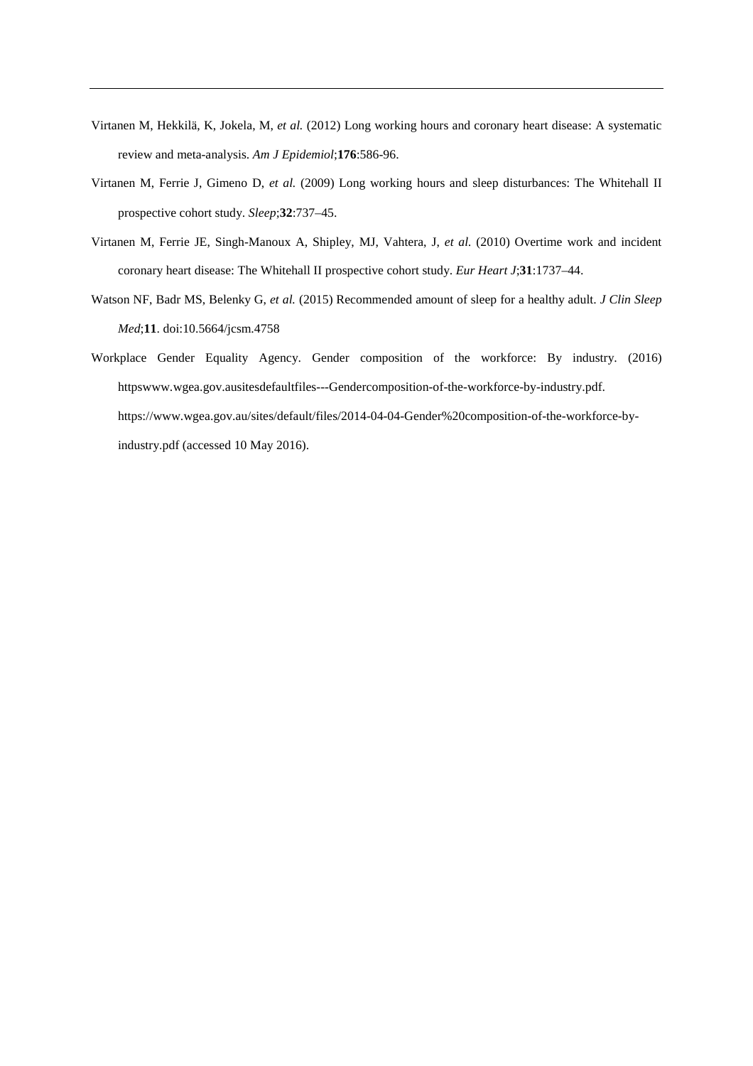Virtanen M, Hekkilä, K, Jokela, M, *et al.* (2012) Long working hours and coronary heart disease: A systematic review and meta-analysis. *Am J Epidemiol*;**176**:586-96.

Virtanen M, Ferrie J, Gimeno D, *et al.* (2009) Long working hours and sleep disturbances: The Whitehall II prospective cohort study. *Sleep*;**32**:737–45.

Virtanen M, Ferrie JE, Singh-Manoux A, Shipley, MJ, Vahtera, J, *et al.* (2010) Overtime work and incident coronary heart disease: The Whitehall II prospective cohort study. *Eur Heart J*;**31**:1737–44.

Watson NF, Badr MS, Belenky G, *et al.* (2015) Recommended amount of sleep for a healthy adult. *J Clin Sleep Med*;**11**. doi:10.5664/jcsm.4758

Workplace Gender Equality Agency. Gender composition of the workforce: By industry. (2016) httpswww.wgea.gov.ausitesdefaultfiles---Gendercomposition-of-the-workforce-by-industry.pdf. https://www.wgea.gov.au/sites/default/files/2014-04-04-Gender%20composition-of-the-workforce-by-industry.pdf (accessed 10 May 2016).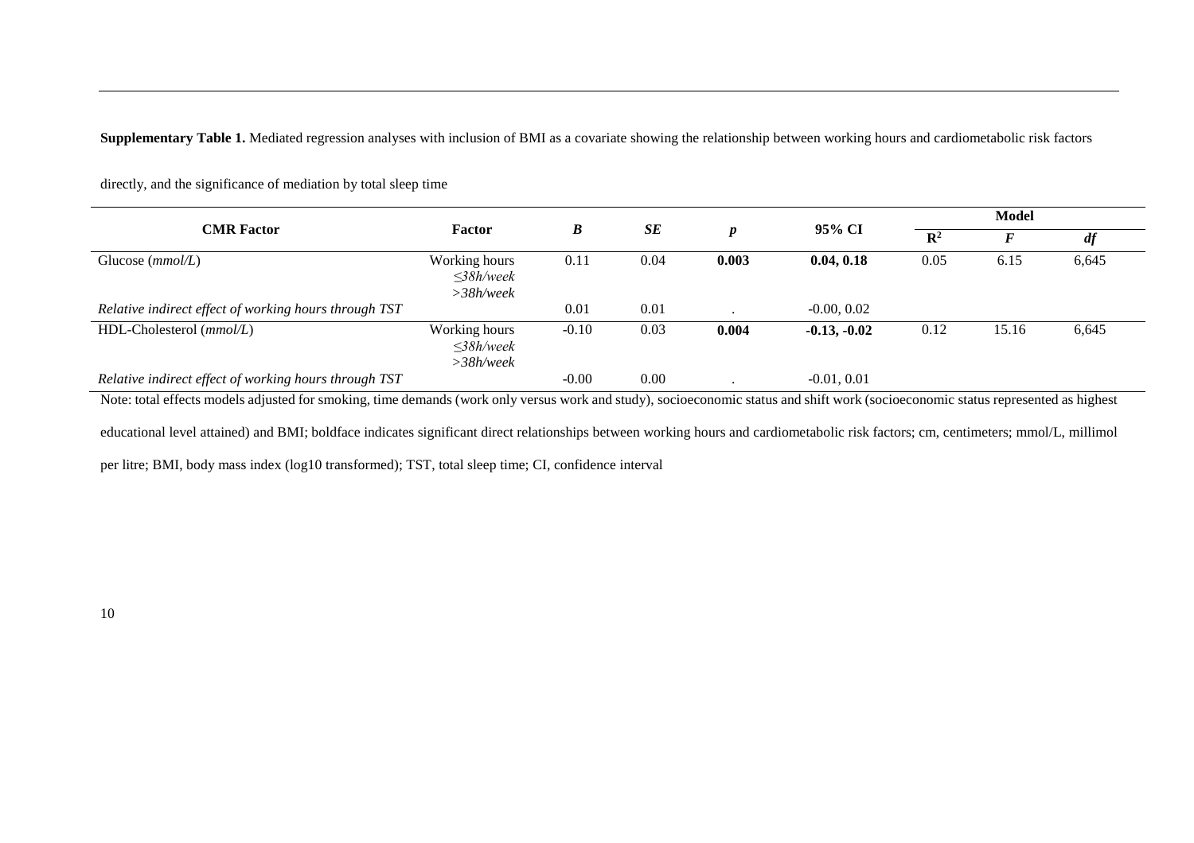**Supplementary Table 1.** Mediated regression analyses with inclusion of BMI as a covariate showing the relationship between working hours and cardiometabolic risk factors directly, and the significance of mediation by total sleep time

| CMR Factor | Factor | *B* | *SE* | *p* | 95% CI | Model | | |
|---|---|---|---|---|---|---|---|---|
| | | | | | | $R^2$ | *F* | *df* |
| Glucose (*mmol/L*) | Working hours<br>*≤38h/week*<br>*>38h/week* | 0.11 | 0.04 | **0.003** | **0.04, 0.18** | 0.05 | 6.15 | 6,645 |
| *Relative indirect effect of working hours through TST* | | 0.01 | 0.01 | . | -0.00, 0.02 | | | |
| HDL-Cholesterol (*mmol/L*) | Working hours<br>*≤38h/week*<br>*>38h/week* | -0.10 | 0.03 | **0.004** | **-0.13, -0.02** | 0.12 | 15.16 | 6,645 |
| *Relative indirect effect of working hours through TST* | | -0.00 | 0.00 | . | -0.01, 0.01 | | | |

Note: total effects models adjusted for smoking, time demands (work only versus work and study), socioeconomic status and shift work (socioeconomic status represented as highest educational level attained) and BMI; boldface indicates significant direct relationships between working hours and cardiometabolic risk factors; cm, centimeters; mmol/L, millimol per litre; BMI, body mass index (log10 transformed); TST, total sleep time; CI, confidence interval